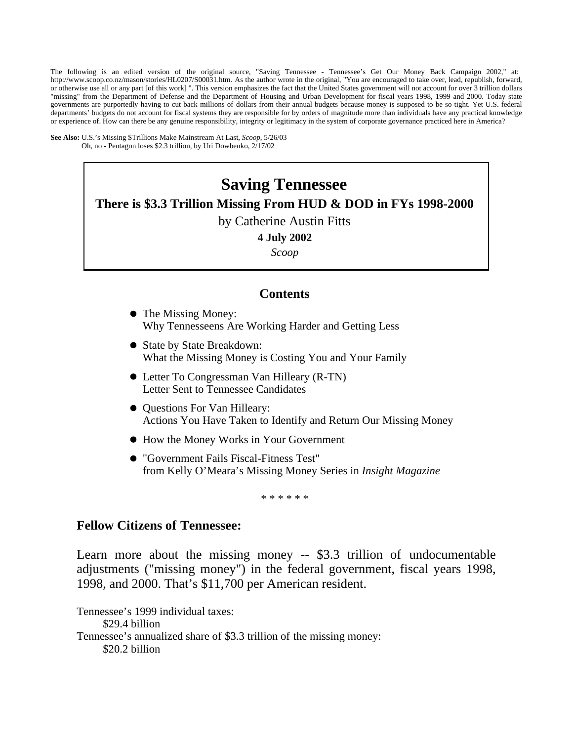The following is an edited version of the original source, "Saving Tennessee - Tennessee's Get Our Money Back Campaign 2002," at: http://www.scoop.co.nz/mason/stories/HL0207/S00031.htm. As the author wrote in the original, "You are encouraged to take over, lead, republish, forward, or otherwise use all or any part [of this work] ". This version emphasizes the fact that the United States government will not account for over 3 trillion dollars "missing" from the Department of Defense and the Department of Housing and Urban Development for fiscal years 1998, 1999 and 2000. Today state governments are purportedly having to cut back millions of dollars from their annual budgets because money is supposed to be so tight. Yet U.S. federal departments' budgets do not account for fiscal systems they are responsible for by orders of magnitude more than individuals have any practical knowledge or experience of. How can there be any genuine responsibility, integrity or legitimacy in the system of corporate governance practiced here in America?

**See Also:** U.S.'s Missing $Trillions Make Mainstream At Last, *Scoop*, 5/26/03
Oh, no - Pentagon loses $2.3 trillion, by Uri Dowbenko, 2/17/02

# Saving Tennessee

## There is $3.3 Trillion Missing From HUD & DOD in FYs 1998-2000

by Catherine Austin Fitts

**4 July 2002**

*Scoop*

## Contents

- The Missing Money:
  Why Tennesseens Are Working Harder and Getting Less
- State by State Breakdown:
  What the Missing Money is Costing You and Your Family
- Letter To Congressman Van Hilleary (R-TN)
  Letter Sent to Tennessee Candidates
- Questions For Van Hilleary:
  Actions You Have Taken to Identify and Return Our Missing Money
- How the Money Works in Your Government
- "Government Fails Fiscal-Fitness Test"
  from Kelly O'Meara's Missing Money Series in *Insight Magazine*

\* \* \* \* \* \*

### Fellow Citizens of Tennessee:

Learn more about the missing money -- $3.3 trillion of undocumentable adjustments ("missing money") in the federal government, fiscal years 1998, 1998, and 2000. That's $11,700 per American resident.

Tennessee's 1999 individual taxes:
$29.4 billion
Tennessee's annualized share of $3.3 trillion of the missing money:
$20.2 billion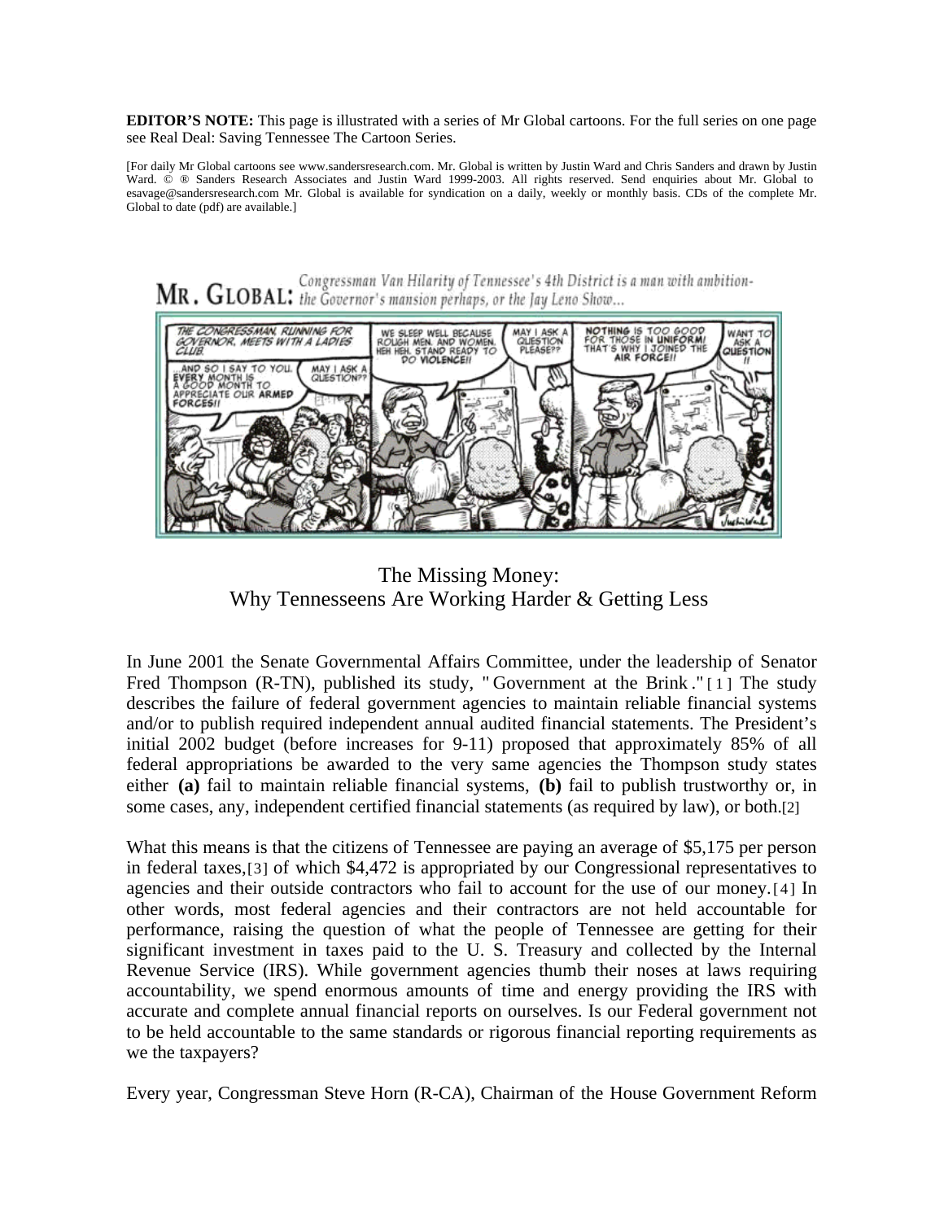**EDITOR'S NOTE:** This page is illustrated with a series of Mr Global cartoons. For the full series on one page see Real Deal: Saving Tennessee The Cartoon Series.

[For daily Mr Global cartoons see www.sandersresearch.com. Mr. Global is written by Justin Ward and Chris Sanders and drawn by Justin Ward. © ® Sanders Research Associates and Justin Ward 1999-2003. All rights reserved. Send enquiries about Mr. Global to esavage@sandersresearch.com Mr. Global is available for syndication on a daily, weekly or monthly basis. CDs of the complete Mr. Global to date (pdf) are available.]

## The Missing Money: Why Tennesseens Are Working Harder & Getting Less

In June 2001 the Senate Governmental Affairs Committee, under the leadership of Senator Fred Thompson (R-TN), published its study, "Government at the Brink."[1] The study describes the failure of federal government agencies to maintain reliable financial systems and/or to publish required independent annual audited financial statements. The President's initial 2002 budget (before increases for 9-11) proposed that approximately 85% of all federal appropriations be awarded to the very same agencies the Thompson study states either **(a)** fail to maintain reliable financial systems, **(b)** fail to publish trustworthy or, in some cases, any, independent certified financial statements (as required by law), or both.[2]

What this means is that the citizens of Tennessee are paying an average of $5,175 per person in federal taxes,[3] of which $4,472 is appropriated by our Congressional representatives to agencies and their outside contractors who fail to account for the use of our money.[4] In other words, most federal agencies and their contractors are not held accountable for performance, raising the question of what the people of Tennessee are getting for their significant investment in taxes paid to the U. S. Treasury and collected by the Internal Revenue Service (IRS). While government agencies thumb their noses at laws requiring accountability, we spend enormous amounts of time and energy providing the IRS with accurate and complete annual financial reports on ourselves. Is our Federal government not to be held accountable to the same standards or rigorous financial reporting requirements as we the taxpayers?

Every year, Congressman Steve Horn (R-CA), Chairman of the House Government Reform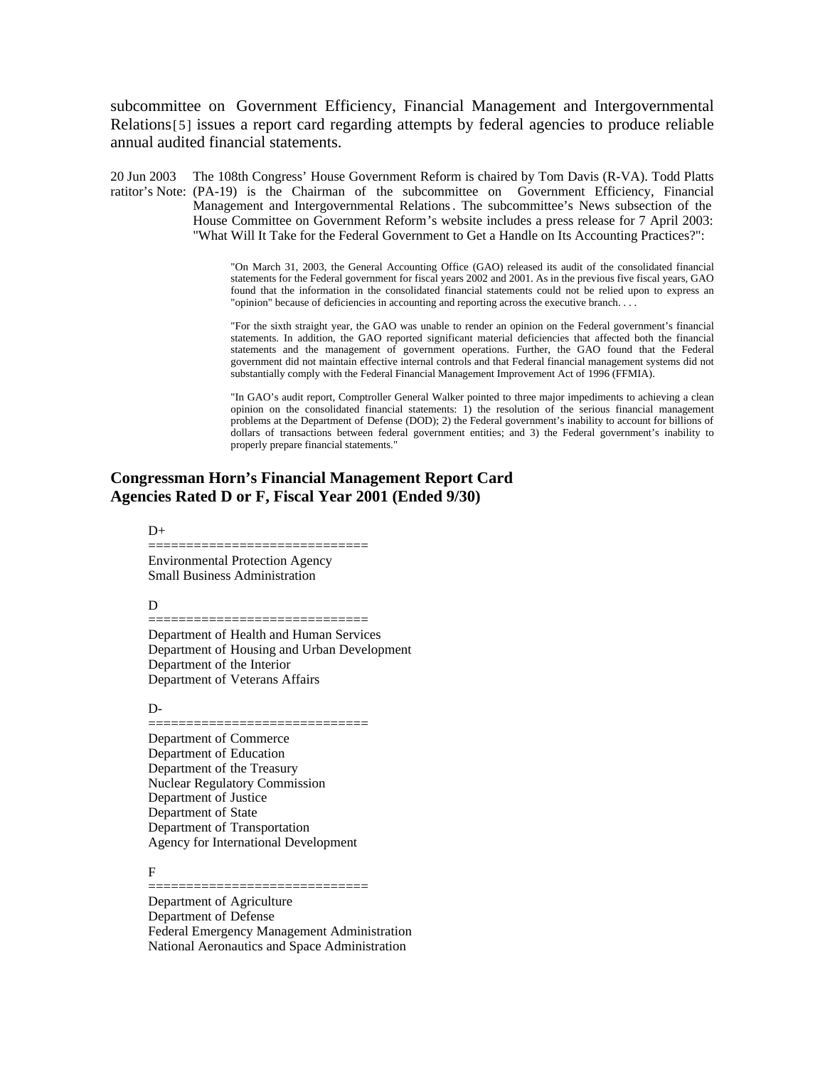subcommittee on Government Efficiency, Financial Management and Intergovernmental Relations[5] issues a report card regarding attempts by federal agencies to produce reliable annual audited financial statements.

20 Jun 2003 ratitor's Note: The 108th Congress' House Government Reform is chaired by Tom Davis (R-VA). Todd Platts (PA-19) is the Chairman of the subcommittee on Government Efficiency, Financial Management and Intergovernmental Relations. The subcommittee's News subsection of the House Committee on Government Reform's website includes a press release for 7 April 2003: "What Will It Take for the Federal Government to Get a Handle on Its Accounting Practices?":

> "On March 31, 2003, the General Accounting Office (GAO) released its audit of the consolidated financial statements for the Federal government for fiscal years 2002 and 2001. As in the previous five fiscal years, GAO found that the information in the consolidated financial statements could not be relied upon to express an "opinion" because of deficiencies in accounting and reporting across the executive branch. . . .
>
> "For the sixth straight year, the GAO was unable to render an opinion on the Federal government's financial statements. In addition, the GAO reported significant material deficiencies that affected both the financial statements and the management of government operations. Further, the GAO found that the Federal government did not maintain effective internal controls and that Federal financial management systems did not substantially comply with the Federal Financial Management Improvement Act of 1996 (FFMIA).
>
> "In GAO's audit report, Comptroller General Walker pointed to three major impediments to achieving a clean opinion on the consolidated financial statements: 1) the resolution of the serious financial management problems at the Department of Defense (DOD); 2) the Federal government's inability to account for billions of dollars of transactions between federal government entities; and 3) the Federal government's inability to properly prepare financial statements."

**Congressman Horn's Financial Management Report Card**
**Agencies Rated D or F, Fiscal Year 2001 (Ended 9/30)**

D+
============================
Environmental Protection Agency
Small Business Administration

D
============================
Department of Health and Human Services
Department of Housing and Urban Development
Department of the Interior
Department of Veterans Affairs

D-
============================
Department of Commerce
Department of Education
Department of the Treasury
Nuclear Regulatory Commission
Department of Justice
Department of State
Department of Transportation
Agency for International Development

F
============================
Department of Agriculture
Department of Defense
Federal Emergency Management Administration
National Aeronautics and Space Administration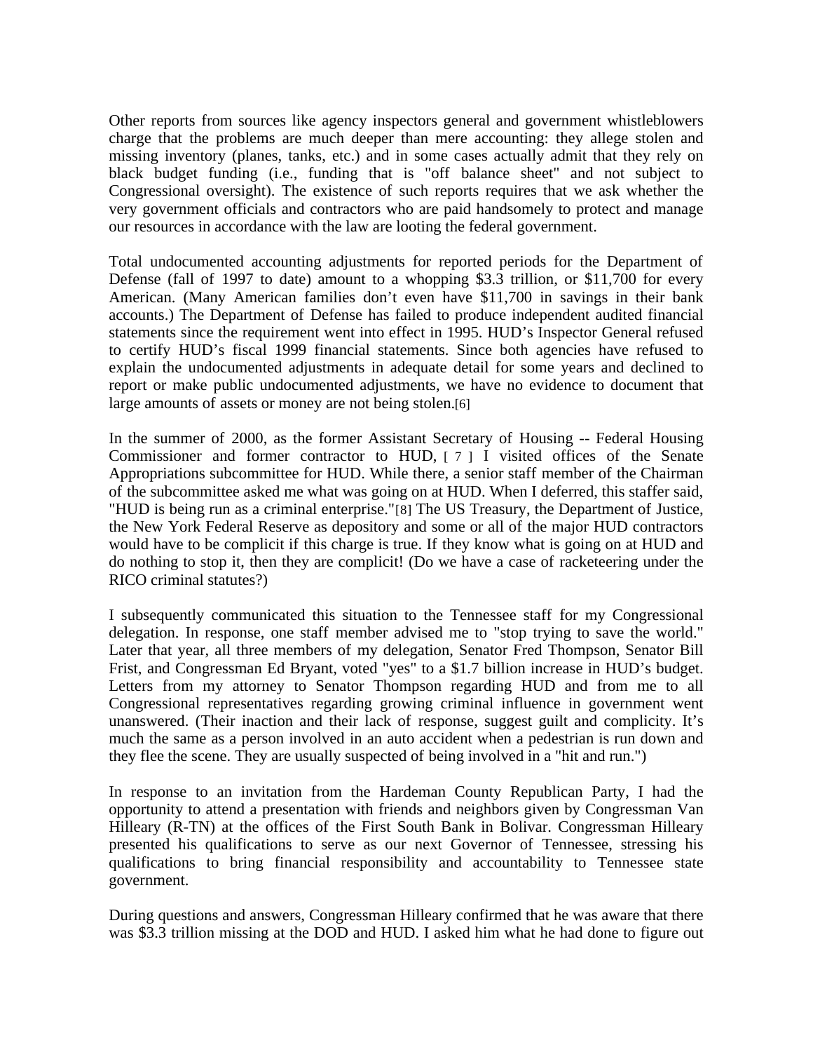Other reports from sources like agency inspectors general and government whistleblowers charge that the problems are much deeper than mere accounting: they allege stolen and missing inventory (planes, tanks, etc.) and in some cases actually admit that they rely on black budget funding (i.e., funding that is "off balance sheet" and not subject to Congressional oversight). The existence of such reports requires that we ask whether the very government officials and contractors who are paid handsomely to protect and manage our resources in accordance with the law are looting the federal government.

Total undocumented accounting adjustments for reported periods for the Department of Defense (fall of 1997 to date) amount to a whopping $3.3 trillion, or $11,700 for every American. (Many American families don't even have $11,700 in savings in their bank accounts.) The Department of Defense has failed to produce independent audited financial statements since the requirement went into effect in 1995. HUD's Inspector General refused to certify HUD's fiscal 1999 financial statements. Since both agencies have refused to explain the undocumented adjustments in adequate detail for some years and declined to report or make public undocumented adjustments, we have no evidence to document that large amounts of assets or money are not being stolen.[6]

In the summer of 2000, as the former Assistant Secretary of Housing -- Federal Housing Commissioner and former contractor to HUD, [7] I visited offices of the Senate Appropriations subcommittee for HUD. While there, a senior staff member of the Chairman of the subcommittee asked me what was going on at HUD. When I deferred, this staffer said, "HUD is being run as a criminal enterprise."[8] The US Treasury, the Department of Justice, the New York Federal Reserve as depository and some or all of the major HUD contractors would have to be complicit if this charge is true. If they know what is going on at HUD and do nothing to stop it, then they are complicit! (Do we have a case of racketeering under the RICO criminal statutes?)

I subsequently communicated this situation to the Tennessee staff for my Congressional delegation. In response, one staff member advised me to "stop trying to save the world." Later that year, all three members of my delegation, Senator Fred Thompson, Senator Bill Frist, and Congressman Ed Bryant, voted "yes" to a $1.7 billion increase in HUD's budget. Letters from my attorney to Senator Thompson regarding HUD and from me to all Congressional representatives regarding growing criminal influence in government went unanswered. (Their inaction and their lack of response, suggest guilt and complicity. It's much the same as a person involved in an auto accident when a pedestrian is run down and they flee the scene. They are usually suspected of being involved in a "hit and run.")

In response to an invitation from the Hardeman County Republican Party, I had the opportunity to attend a presentation with friends and neighbors given by Congressman Van Hilleary (R-TN) at the offices of the First South Bank in Bolivar. Congressman Hilleary presented his qualifications to serve as our next Governor of Tennessee, stressing his qualifications to bring financial responsibility and accountability to Tennessee state government.

During questions and answers, Congressman Hilleary confirmed that he was aware that there was $3.3 trillion missing at the DOD and HUD. I asked him what he had done to figure out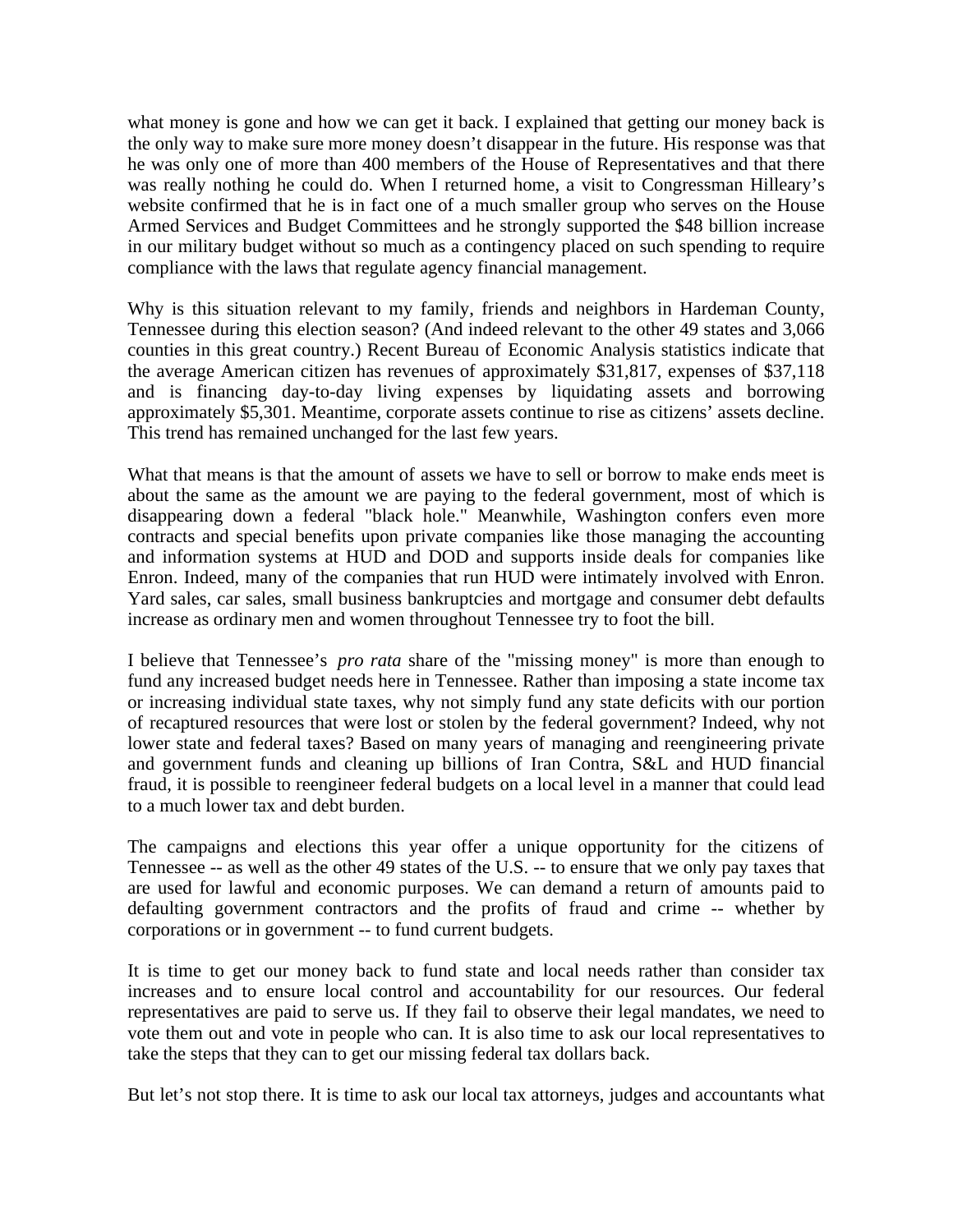what money is gone and how we can get it back. I explained that getting our money back is the only way to make sure more money doesn't disappear in the future. His response was that he was only one of more than 400 members of the House of Representatives and that there was really nothing he could do. When I returned home, a visit to Congressman Hilleary's website confirmed that he is in fact one of a much smaller group who serves on the House Armed Services and Budget Committees and he strongly supported the $48 billion increase in our military budget without so much as a contingency placed on such spending to require compliance with the laws that regulate agency financial management.

Why is this situation relevant to my family, friends and neighbors in Hardeman County, Tennessee during this election season? (And indeed relevant to the other 49 states and 3,066 counties in this great country.) Recent Bureau of Economic Analysis statistics indicate that the average American citizen has revenues of approximately $31,817, expenses of $37,118 and is financing day-to-day living expenses by liquidating assets and borrowing approximately $5,301. Meantime, corporate assets continue to rise as citizens' assets decline. This trend has remained unchanged for the last few years.

What that means is that the amount of assets we have to sell or borrow to make ends meet is about the same as the amount we are paying to the federal government, most of which is disappearing down a federal "black hole." Meanwhile, Washington confers even more contracts and special benefits upon private companies like those managing the accounting and information systems at HUD and DOD and supports inside deals for companies like Enron. Indeed, many of the companies that run HUD were intimately involved with Enron. Yard sales, car sales, small business bankruptcies and mortgage and consumer debt defaults increase as ordinary men and women throughout Tennessee try to foot the bill.

I believe that Tennessee's *pro rata* share of the "missing money" is more than enough to fund any increased budget needs here in Tennessee. Rather than imposing a state income tax or increasing individual state taxes, why not simply fund any state deficits with our portion of recaptured resources that were lost or stolen by the federal government? Indeed, why not lower state and federal taxes? Based on many years of managing and reengineering private and government funds and cleaning up billions of Iran Contra, S&L and HUD financial fraud, it is possible to reengineer federal budgets on a local level in a manner that could lead to a much lower tax and debt burden.

The campaigns and elections this year offer a unique opportunity for the citizens of Tennessee -- as well as the other 49 states of the U.S. -- to ensure that we only pay taxes that are used for lawful and economic purposes. We can demand a return of amounts paid to defaulting government contractors and the profits of fraud and crime -- whether by corporations or in government -- to fund current budgets.

It is time to get our money back to fund state and local needs rather than consider tax increases and to ensure local control and accountability for our resources. Our federal representatives are paid to serve us. If they fail to observe their legal mandates, we need to vote them out and vote in people who can. It is also time to ask our local representatives to take the steps that they can to get our missing federal tax dollars back.

But let's not stop there. It is time to ask our local tax attorneys, judges and accountants what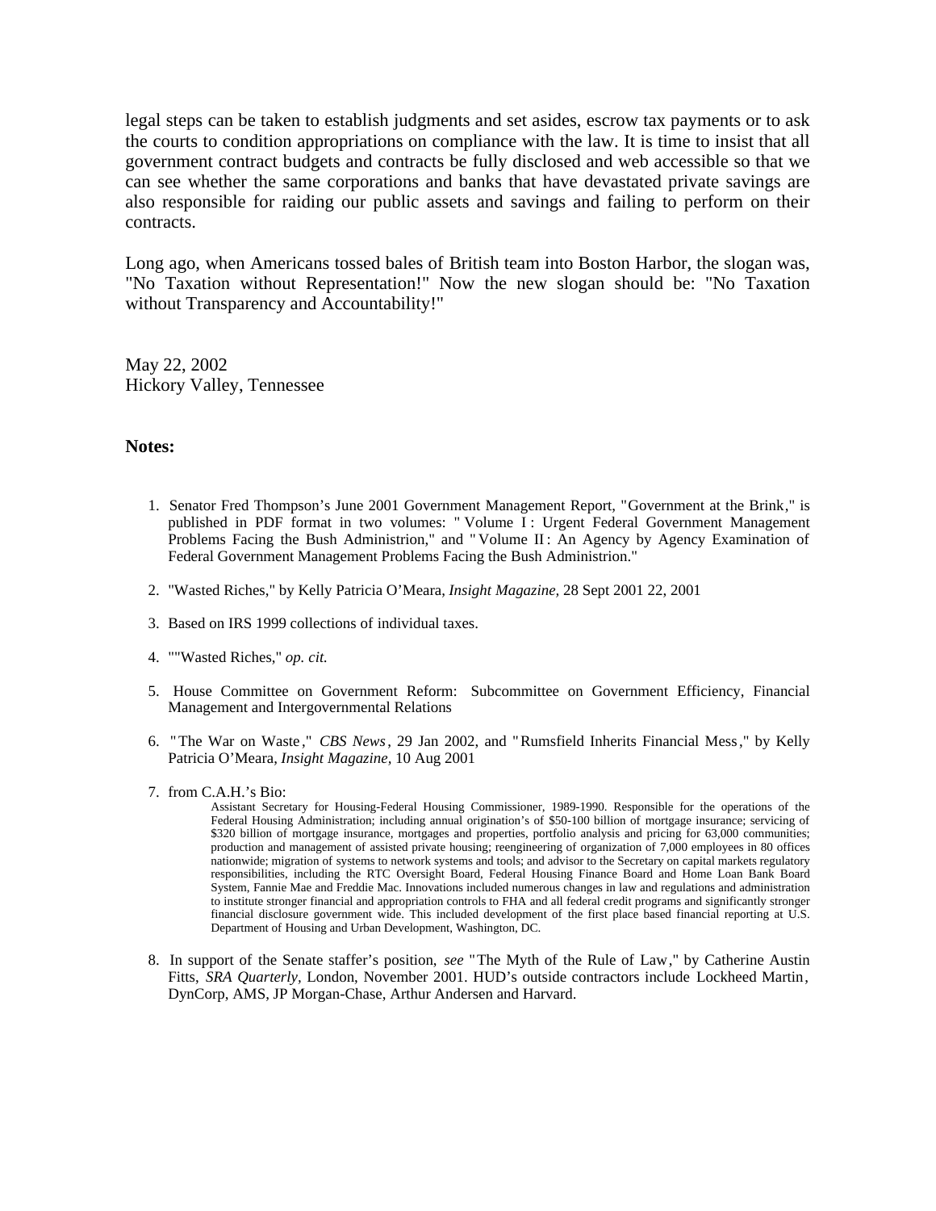legal steps can be taken to establish judgments and set asides, escrow tax payments or to ask the courts to condition appropriations on compliance with the law. It is time to insist that all government contract budgets and contracts be fully disclosed and web accessible so that we can see whether the same corporations and banks that have devastated private savings are also responsible for raiding our public assets and savings and failing to perform on their contracts.

Long ago, when Americans tossed bales of British team into Boston Harbor, the slogan was, "No Taxation without Representation!" Now the new slogan should be: "No Taxation without Transparency and Accountability!"

May 22, 2002
Hickory Valley, Tennessee

**Notes:**

1. Senator Fred Thompson's June 2001 Government Management Report, "Government at the Brink," is published in PDF format in two volumes: "Volume I: Urgent Federal Government Management Problems Facing the Bush Administrion," and "Volume II: An Agency by Agency Examination of Federal Government Management Problems Facing the Bush Administrion."

2. "Wasted Riches," by Kelly Patricia O'Meara, *Insight Magazine,* 28 Sept 2001 22, 2001

3. Based on IRS 1999 collections of individual taxes.

4. ""Wasted Riches," *op. cit.*

5. House Committee on Government Reform: Subcommittee on Government Efficiency, Financial Management and Intergovernmental Relations

6. "The War on Waste," *CBS News*, 29 Jan 2002, and "Rumsfeld Inherits Financial Mess," by Kelly Patricia O'Meara, *Insight Magazine,* 10 Aug 2001

7. from C.A.H.'s Bio:

   Assistant Secretary for Housing-Federal Housing Commissioner, 1989-1990. Responsible for the operations of the Federal Housing Administration; including annual origination's of $50-100 billion of mortgage insurance; servicing of $320 billion of mortgage insurance, mortgages and properties, portfolio analysis and pricing for 63,000 communities; production and management of assisted private housing; reengineering of organization of 7,000 employees in 80 offices nationwide; migration of systems to network systems and tools; and advisor to the Secretary on capital markets regulatory responsibilities, including the RTC Oversight Board, Federal Housing Finance Board and Home Loan Bank Board System, Fannie Mae and Freddie Mac. Innovations included numerous changes in law and regulations and administration to institute stronger financial and appropriation controls to FHA and all federal credit programs and significantly stronger financial disclosure government wide. This included development of the first place based financial reporting at U.S. Department of Housing and Urban Development, Washington, DC.

8. In support of the Senate staffer's position, *see* "The Myth of the Rule of Law," by Catherine Austin Fitts, *SRA Quarterly*, London, November 2001. HUD's outside contractors include Lockheed Martin, DynCorp, AMS, JP Morgan-Chase, Arthur Andersen and Harvard.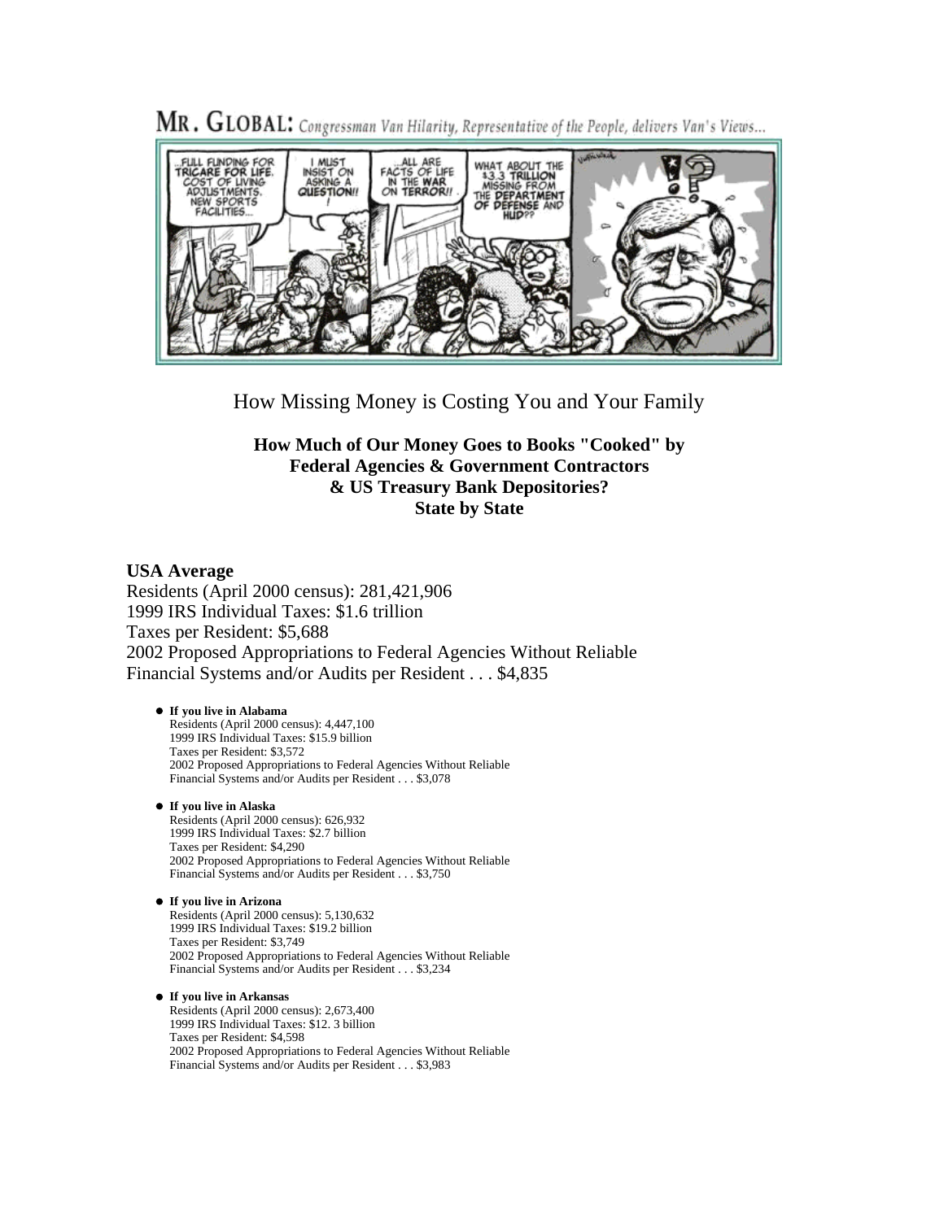MR. GLOBAL: *Congressman Van Hilarity, Representative of the People, delivers Van's Views...*

How Missing Money is Costing You and Your Family

**How Much of Our Money Goes to Books "Cooked" by Federal Agencies & Government Contractors & US Treasury Bank Depositories? State by State**

**USA Average**
Residents (April 2000 census): 281,421,906
1999 IRS Individual Taxes: $1.6 trillion
Taxes per Resident: $5,688
2002 Proposed Appropriations to Federal Agencies Without Reliable Financial Systems and/or Audits per Resident . . . $4,835

- **If you live in Alabama**
  Residents (April 2000 census): 4,447,100
  1999 IRS Individual Taxes: $15.9 billion
  Taxes per Resident: $3,572
  2002 Proposed Appropriations to Federal Agencies Without Reliable Financial Systems and/or Audits per Resident . . . $3,078

- **If you live in Alaska**
  Residents (April 2000 census): 626,932
  1999 IRS Individual Taxes: $2.7 billion
  Taxes per Resident: $4,290
  2002 Proposed Appropriations to Federal Agencies Without Reliable Financial Systems and/or Audits per Resident . . . $3,750

- **If you live in Arizona**
  Residents (April 2000 census): 5,130,632
  1999 IRS Individual Taxes: $19.2 billion
  Taxes per Resident: $3,749
  2002 Proposed Appropriations to Federal Agencies Without Reliable Financial Systems and/or Audits per Resident . . . $3,234

- **If you live in Arkansas**
  Residents (April 2000 census): 2,673,400
  1999 IRS Individual Taxes: $12. 3 billion
  Taxes per Resident: $4,598
  2002 Proposed Appropriations to Federal Agencies Without Reliable Financial Systems and/or Audits per Resident . . . $3,983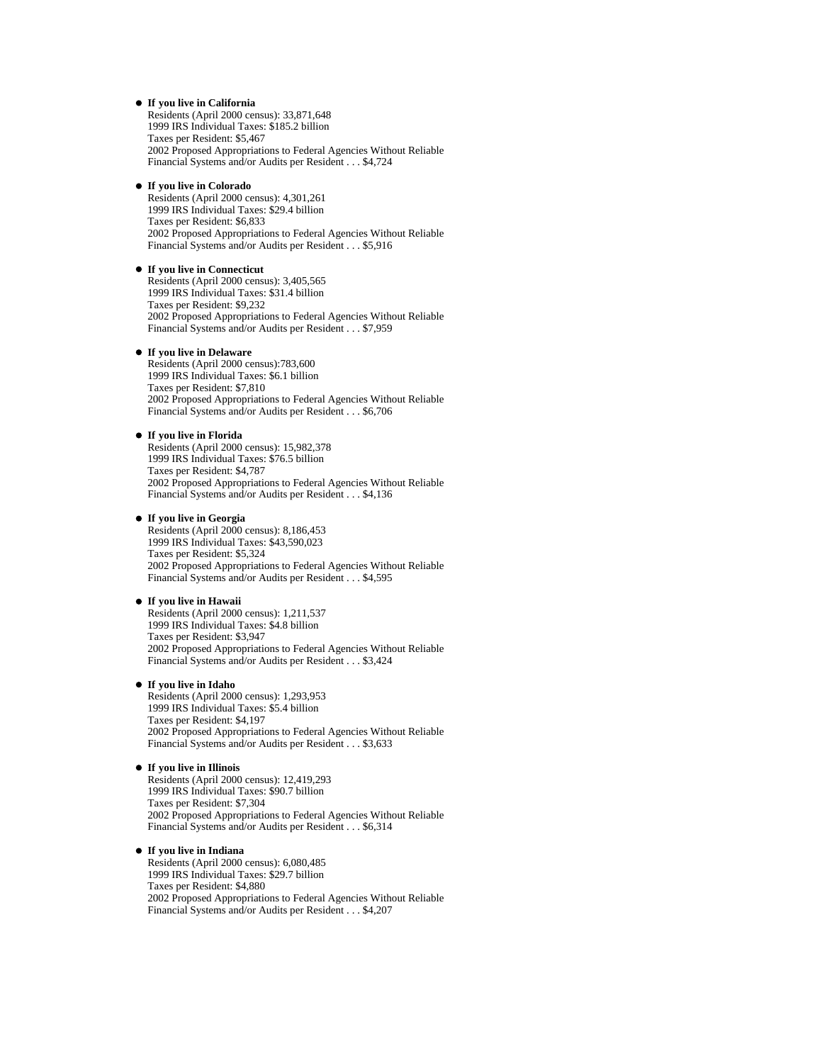- **If you live in California**
  Residents (April 2000 census): 33,871,648
  1999 IRS Individual Taxes: $185.2 billion
  Taxes per Resident: $5,467
  2002 Proposed Appropriations to Federal Agencies Without Reliable Financial Systems and/or Audits per Resident . . . $4,724

- **If you live in Colorado**
  Residents (April 2000 census): 4,301,261
  1999 IRS Individual Taxes: $29.4 billion
  Taxes per Resident: $6,833
  2002 Proposed Appropriations to Federal Agencies Without Reliable Financial Systems and/or Audits per Resident . . . $5,916

- **If you live in Connecticut**
  Residents (April 2000 census): 3,405,565
  1999 IRS Individual Taxes: $31.4 billion
  Taxes per Resident: $9,232
  2002 Proposed Appropriations to Federal Agencies Without Reliable Financial Systems and/or Audits per Resident . . . $7,959

- **If you live in Delaware**
  Residents (April 2000 census):783,600
  1999 IRS Individual Taxes: $6.1 billion
  Taxes per Resident: $7,810
  2002 Proposed Appropriations to Federal Agencies Without Reliable Financial Systems and/or Audits per Resident . . . $6,706

- **If you live in Florida**
  Residents (April 2000 census): 15,982,378
  1999 IRS Individual Taxes: $76.5 billion
  Taxes per Resident: $4,787
  2002 Proposed Appropriations to Federal Agencies Without Reliable Financial Systems and/or Audits per Resident . . . $4,136

- **If you live in Georgia**
  Residents (April 2000 census): 8,186,453
  1999 IRS Individual Taxes: $43,590,023
  Taxes per Resident: $5,324
  2002 Proposed Appropriations to Federal Agencies Without Reliable Financial Systems and/or Audits per Resident . . . $4,595

- **If you live in Hawaii**
  Residents (April 2000 census): 1,211,537
  1999 IRS Individual Taxes: $4.8 billion
  Taxes per Resident: $3,947
  2002 Proposed Appropriations to Federal Agencies Without Reliable Financial Systems and/or Audits per Resident . . . $3,424

- **If you live in Idaho**
  Residents (April 2000 census): 1,293,953
  1999 IRS Individual Taxes: $5.4 billion
  Taxes per Resident: $4,197
  2002 Proposed Appropriations to Federal Agencies Without Reliable Financial Systems and/or Audits per Resident . . . $3,633

- **If you live in Illinois**
  Residents (April 2000 census): 12,419,293
  1999 IRS Individual Taxes: $90.7 billion
  Taxes per Resident: $7,304
  2002 Proposed Appropriations to Federal Agencies Without Reliable Financial Systems and/or Audits per Resident . . . $6,314

- **If you live in Indiana**
  Residents (April 2000 census): 6,080,485
  1999 IRS Individual Taxes: $29.7 billion
  Taxes per Resident: $4,880
  2002 Proposed Appropriations to Federal Agencies Without Reliable Financial Systems and/or Audits per Resident . . . $4,207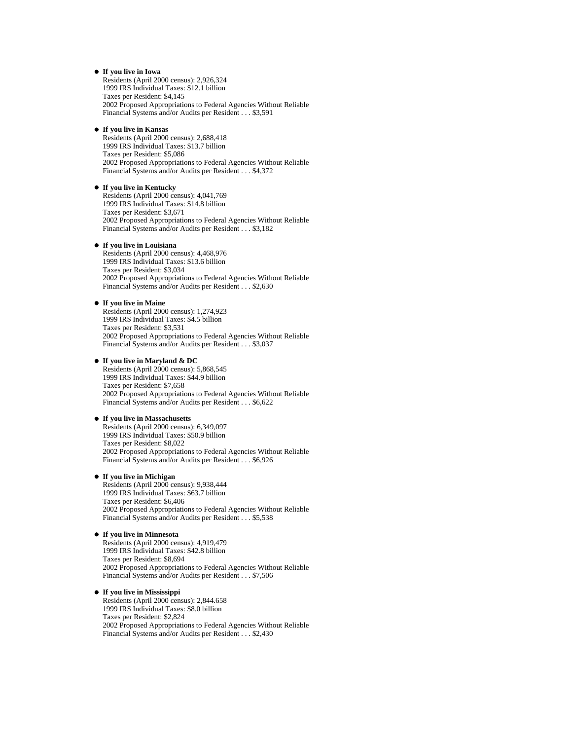- **If you live in Iowa**
  Residents (April 2000 census): 2,926,324
  1999 IRS Individual Taxes: $12.1 billion
  Taxes per Resident: $4,145
  2002 Proposed Appropriations to Federal Agencies Without Reliable Financial Systems and/or Audits per Resident . . . $3,591

- **If you live in Kansas**
  Residents (April 2000 census): 2,688,418
  1999 IRS Individual Taxes: $13.7 billion
  Taxes per Resident: $5,086
  2002 Proposed Appropriations to Federal Agencies Without Reliable Financial Systems and/or Audits per Resident . . . $4,372

- **If you live in Kentucky**
  Residents (April 2000 census): 4,041,769
  1999 IRS Individual Taxes: $14.8 billion
  Taxes per Resident: $3,671
  2002 Proposed Appropriations to Federal Agencies Without Reliable Financial Systems and/or Audits per Resident . . . $3,182

- **If you live in Louisiana**
  Residents (April 2000 census): 4,468,976
  1999 IRS Individual Taxes: $13.6 billion
  Taxes per Resident: $3,034
  2002 Proposed Appropriations to Federal Agencies Without Reliable Financial Systems and/or Audits per Resident . . . $2,630

- **If you live in Maine**
  Residents (April 2000 census): 1,274,923
  1999 IRS Individual Taxes: $4.5 billion
  Taxes per Resident: $3,531
  2002 Proposed Appropriations to Federal Agencies Without Reliable Financial Systems and/or Audits per Resident . . . $3,037

- **If you live in Maryland & DC**
  Residents (April 2000 census): 5,868,545
  1999 IRS Individual Taxes: $44.9 billion
  Taxes per Resident: $7,658
  2002 Proposed Appropriations to Federal Agencies Without Reliable Financial Systems and/or Audits per Resident . . . $6,622

- **If you live in Massachusetts**
  Residents (April 2000 census): 6,349,097
  1999 IRS Individual Taxes: $50.9 billion
  Taxes per Resident: $8,022
  2002 Proposed Appropriations to Federal Agencies Without Reliable Financial Systems and/or Audits per Resident . . . $6,926

- **If you live in Michigan**
  Residents (April 2000 census): 9,938,444
  1999 IRS Individual Taxes: $63.7 billion
  Taxes per Resident: $6,406
  2002 Proposed Appropriations to Federal Agencies Without Reliable Financial Systems and/or Audits per Resident . . . $5,538

- **If you live in Minnesota**
  Residents (April 2000 census): 4,919,479
  1999 IRS Individual Taxes: $42.8 billion
  Taxes per Resident: $8,694
  2002 Proposed Appropriations to Federal Agencies Without Reliable Financial Systems and/or Audits per Resident . . . $7,506

- **If you live in Mississippi**
  Residents (April 2000 census): 2,844.658
  1999 IRS Individual Taxes: $8.0 billion
  Taxes per Resident: $2,824
  2002 Proposed Appropriations to Federal Agencies Without Reliable Financial Systems and/or Audits per Resident . . . $2,430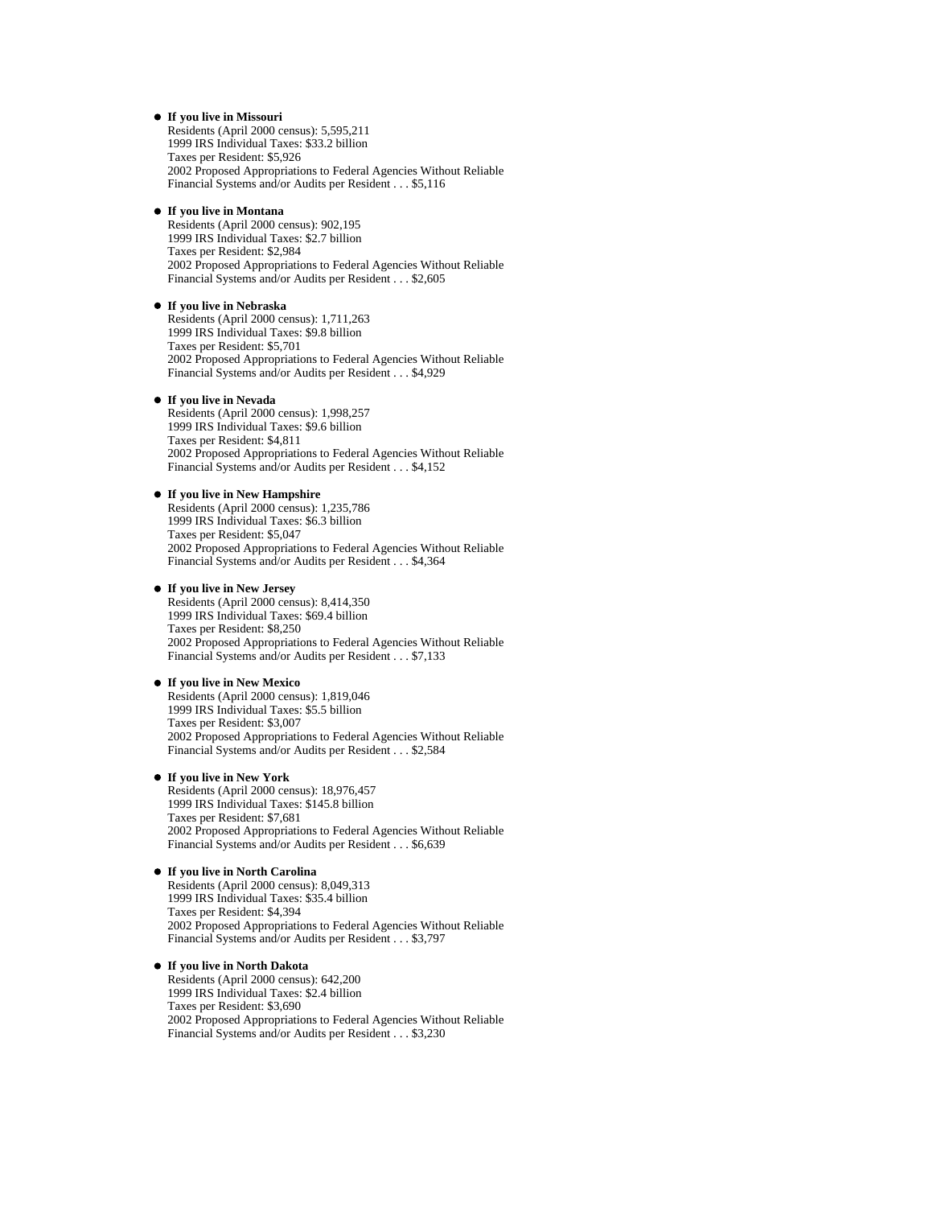- **If you live in Missouri**
  Residents (April 2000 census): 5,595,211
  1999 IRS Individual Taxes: $33.2 billion
  Taxes per Resident: $5,926
  2002 Proposed Appropriations to Federal Agencies Without Reliable Financial Systems and/or Audits per Resident . . . $5,116

- **If you live in Montana**
  Residents (April 2000 census): 902,195
  1999 IRS Individual Taxes: $2.7 billion
  Taxes per Resident: $2,984
  2002 Proposed Appropriations to Federal Agencies Without Reliable Financial Systems and/or Audits per Resident . . . $2,605

- **If you live in Nebraska**
  Residents (April 2000 census): 1,711,263
  1999 IRS Individual Taxes: $9.8 billion
  Taxes per Resident: $5,701
  2002 Proposed Appropriations to Federal Agencies Without Reliable Financial Systems and/or Audits per Resident . . . $4,929

- **If you live in Nevada**
  Residents (April 2000 census): 1,998,257
  1999 IRS Individual Taxes: $9.6 billion
  Taxes per Resident: $4,811
  2002 Proposed Appropriations to Federal Agencies Without Reliable Financial Systems and/or Audits per Resident . . . $4,152

- **If you live in New Hampshire**
  Residents (April 2000 census): 1,235,786
  1999 IRS Individual Taxes: $6.3 billion
  Taxes per Resident: $5,047
  2002 Proposed Appropriations to Federal Agencies Without Reliable Financial Systems and/or Audits per Resident . . . $4,364

- **If you live in New Jersey**
  Residents (April 2000 census): 8,414,350
  1999 IRS Individual Taxes: $69.4 billion
  Taxes per Resident: $8,250
  2002 Proposed Appropriations to Federal Agencies Without Reliable Financial Systems and/or Audits per Resident . . . $7,133

- **If you live in New Mexico**
  Residents (April 2000 census): 1,819,046
  1999 IRS Individual Taxes: $5.5 billion
  Taxes per Resident: $3,007
  2002 Proposed Appropriations to Federal Agencies Without Reliable Financial Systems and/or Audits per Resident . . . $2,584

- **If you live in New York**
  Residents (April 2000 census): 18,976,457
  1999 IRS Individual Taxes: $145.8 billion
  Taxes per Resident: $7,681
  2002 Proposed Appropriations to Federal Agencies Without Reliable Financial Systems and/or Audits per Resident . . . $6,639

- **If you live in North Carolina**
  Residents (April 2000 census): 8,049,313
  1999 IRS Individual Taxes: $35.4 billion
  Taxes per Resident: $4,394
  2002 Proposed Appropriations to Federal Agencies Without Reliable Financial Systems and/or Audits per Resident . . . $3,797

- **If you live in North Dakota**
  Residents (April 2000 census): 642,200
  1999 IRS Individual Taxes: $2.4 billion
  Taxes per Resident: $3,690
  2002 Proposed Appropriations to Federal Agencies Without Reliable Financial Systems and/or Audits per Resident . . . $3,230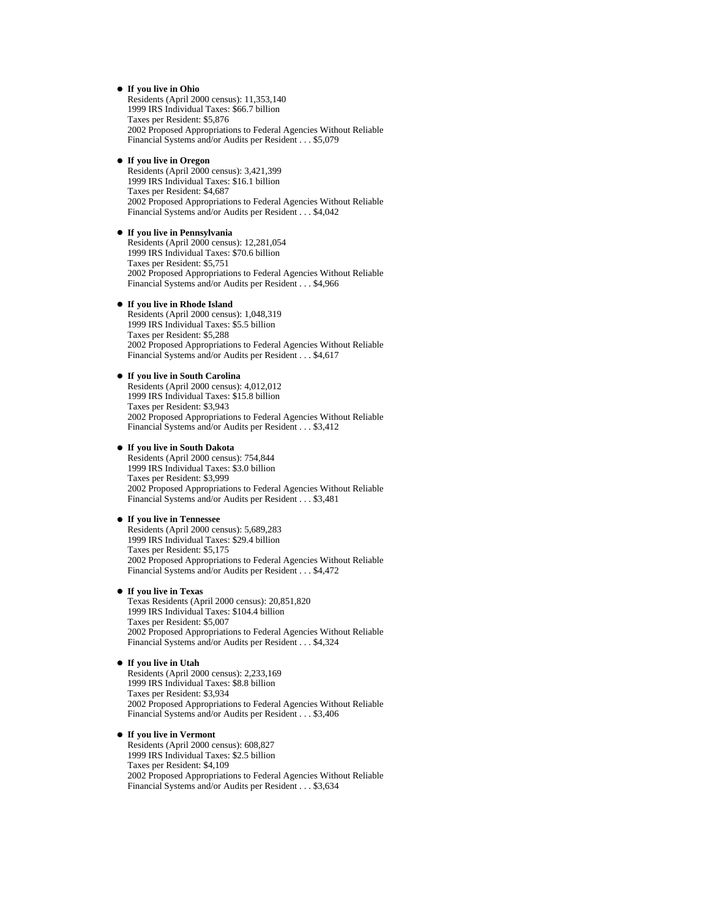- **If you live in Ohio**
  Residents (April 2000 census): 11,353,140
  1999 IRS Individual Taxes: $66.7 billion
  Taxes per Resident: $5,876
  2002 Proposed Appropriations to Federal Agencies Without Reliable Financial Systems and/or Audits per Resident . . . $5,079

- **If you live in Oregon**
  Residents (April 2000 census): 3,421,399
  1999 IRS Individual Taxes: $16.1 billion
  Taxes per Resident: $4,687
  2002 Proposed Appropriations to Federal Agencies Without Reliable Financial Systems and/or Audits per Resident . . . $4,042

- **If you live in Pennsylvania**
  Residents (April 2000 census): 12,281,054
  1999 IRS Individual Taxes: $70.6 billion
  Taxes per Resident: $5,751
  2002 Proposed Appropriations to Federal Agencies Without Reliable Financial Systems and/or Audits per Resident . . . $4,966

- **If you live in Rhode Island**
  Residents (April 2000 census): 1,048,319
  1999 IRS Individual Taxes: $5.5 billion
  Taxes per Resident: $5,288
  2002 Proposed Appropriations to Federal Agencies Without Reliable Financial Systems and/or Audits per Resident . . . $4,617

- **If you live in South Carolina**
  Residents (April 2000 census): 4,012,012
  1999 IRS Individual Taxes: $15.8 billion
  Taxes per Resident: $3,943
  2002 Proposed Appropriations to Federal Agencies Without Reliable Financial Systems and/or Audits per Resident . . . $3,412

- **If you live in South Dakota**
  Residents (April 2000 census): 754,844
  1999 IRS Individual Taxes: $3.0 billion
  Taxes per Resident: $3,999
  2002 Proposed Appropriations to Federal Agencies Without Reliable Financial Systems and/or Audits per Resident . . . $3,481

- **If you live in Tennessee**
  Residents (April 2000 census): 5,689,283
  1999 IRS Individual Taxes: $29.4 billion
  Taxes per Resident: $5,175
  2002 Proposed Appropriations to Federal Agencies Without Reliable Financial Systems and/or Audits per Resident . . . $4,472

- **If you live in Texas**
  Texas Residents (April 2000 census): 20,851,820
  1999 IRS Individual Taxes: $104.4 billion
  Taxes per Resident: $5,007
  2002 Proposed Appropriations to Federal Agencies Without Reliable Financial Systems and/or Audits per Resident . . . $4,324

- **If you live in Utah**
  Residents (April 2000 census): 2,233,169
  1999 IRS Individual Taxes: $8.8 billion
  Taxes per Resident: $3,934
  2002 Proposed Appropriations to Federal Agencies Without Reliable Financial Systems and/or Audits per Resident . . . $3,406

- **If you live in Vermont**
  Residents (April 2000 census): 608,827
  1999 IRS Individual Taxes: $2.5 billion
  Taxes per Resident: $4,109
  2002 Proposed Appropriations to Federal Agencies Without Reliable Financial Systems and/or Audits per Resident . . . $3,634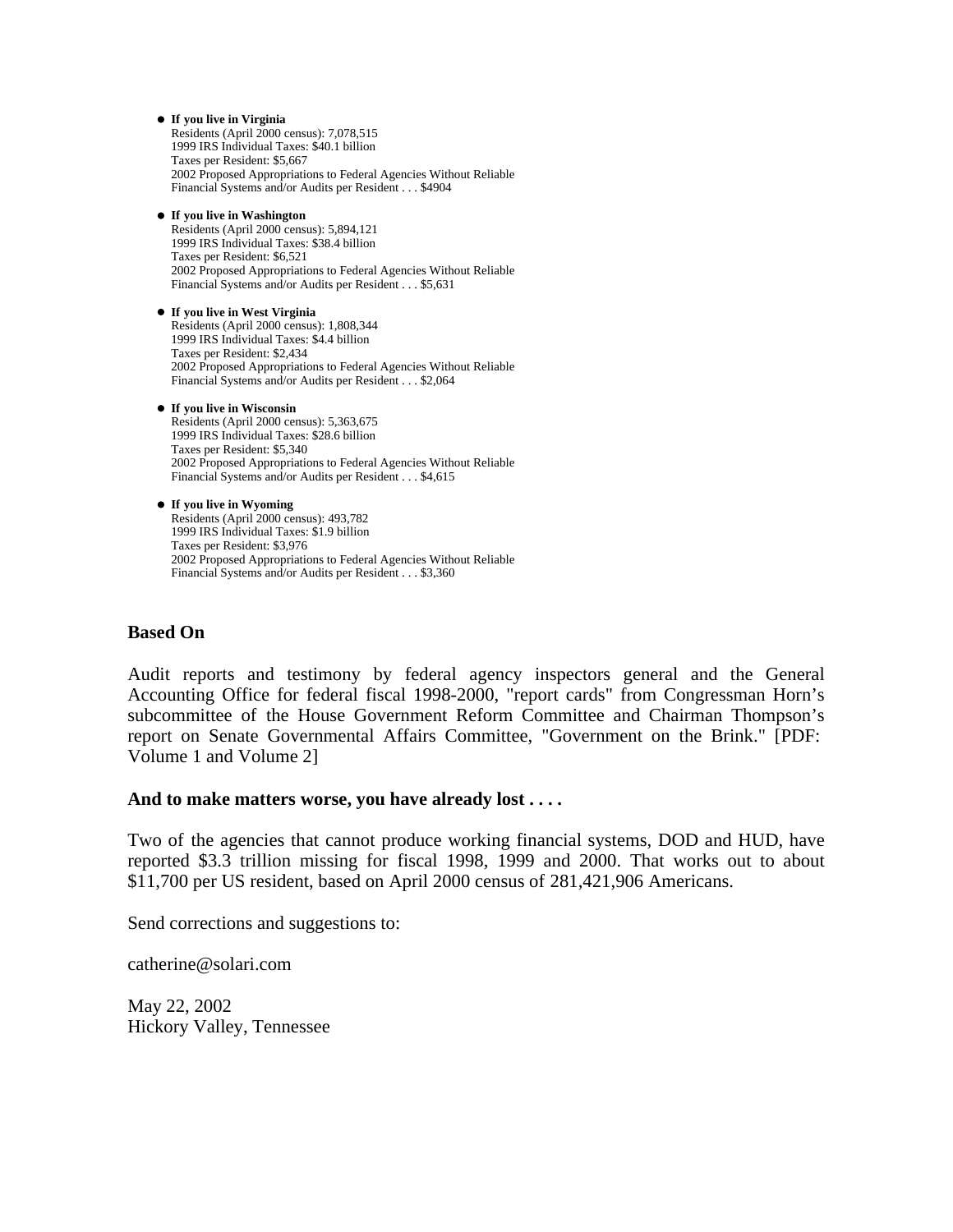- **If you live in Virginia**
  Residents (April 2000 census): 7,078,515
  1999 IRS Individual Taxes: $40.1 billion
  Taxes per Resident: $5,667
  2002 Proposed Appropriations to Federal Agencies Without Reliable Financial Systems and/or Audits per Resident . . . $4904

- **If you live in Washington**
  Residents (April 2000 census): 5,894,121
  1999 IRS Individual Taxes: $38.4 billion
  Taxes per Resident: $6,521
  2002 Proposed Appropriations to Federal Agencies Without Reliable Financial Systems and/or Audits per Resident . . . $5,631

- **If you live in West Virginia**
  Residents (April 2000 census): 1,808,344
  1999 IRS Individual Taxes: $4.4 billion
  Taxes per Resident: $2,434
  2002 Proposed Appropriations to Federal Agencies Without Reliable Financial Systems and/or Audits per Resident . . . $2,064

- **If you live in Wisconsin**
  Residents (April 2000 census): 5,363,675
  1999 IRS Individual Taxes: $28.6 billion
  Taxes per Resident: $5,340
  2002 Proposed Appropriations to Federal Agencies Without Reliable Financial Systems and/or Audits per Resident . . . $4,615

- **If you live in Wyoming**
  Residents (April 2000 census): 493,782
  1999 IRS Individual Taxes: $1.9 billion
  Taxes per Resident: $3,976
  2002 Proposed Appropriations to Federal Agencies Without Reliable Financial Systems and/or Audits per Resident . . . $3,360

**Based On**

Audit reports and testimony by federal agency inspectors general and the General Accounting Office for federal fiscal 1998-2000, "report cards" from Congressman Horn's subcommittee of the House Government Reform Committee and Chairman Thompson's report on Senate Governmental Affairs Committee, "Government on the Brink." [PDF: Volume 1 and Volume 2]

**And to make matters worse, you have already lost . . . .**

Two of the agencies that cannot produce working financial systems, DOD and HUD, have reported $3.3 trillion missing for fiscal 1998, 1999 and 2000. That works out to about $11,700 per US resident, based on April 2000 census of 281,421,906 Americans.

Send corrections and suggestions to:

catherine@solari.com

May 22, 2002
Hickory Valley, Tennessee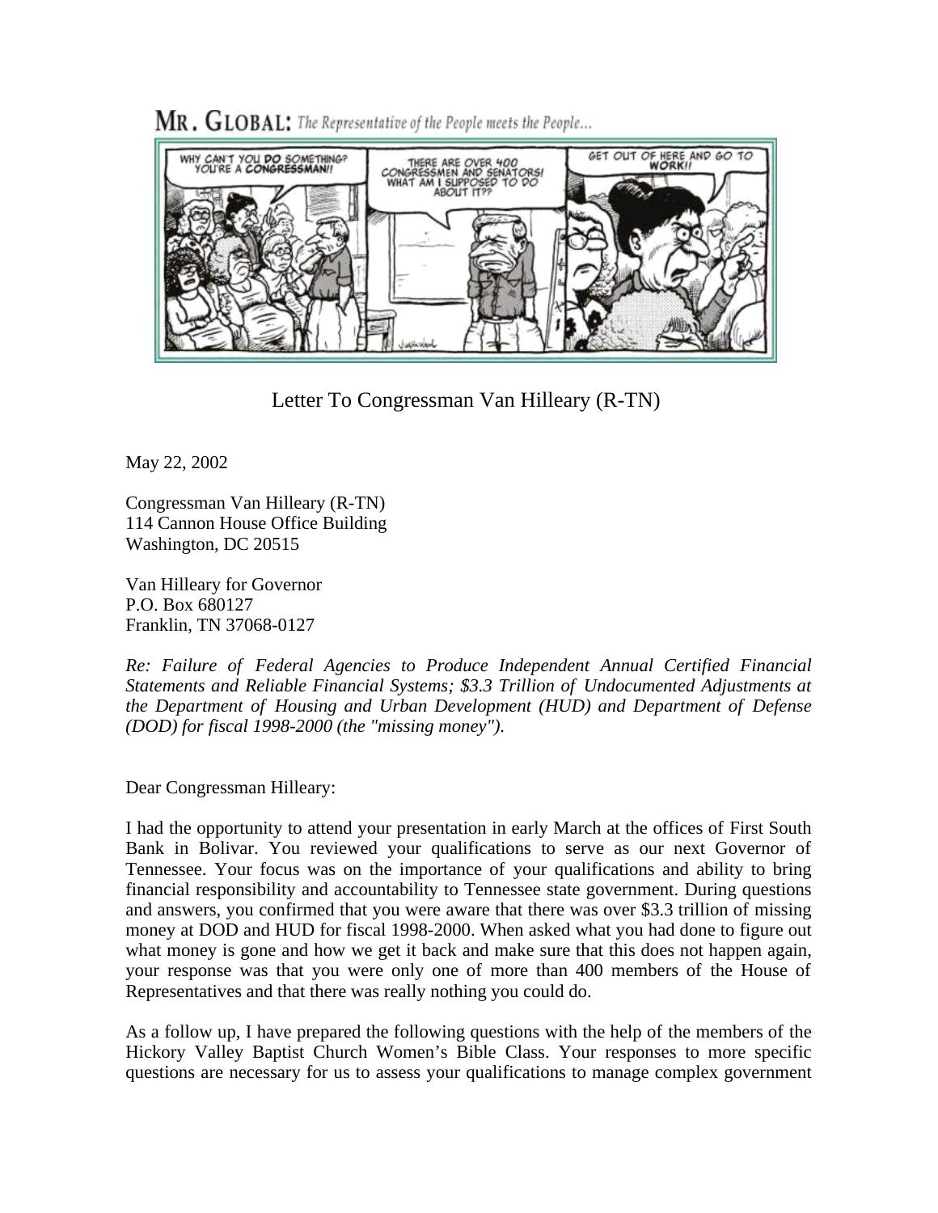**MR. GLOBAL:** *The Representative of the People meets the People...*

# Letter To Congressman Van Hilleary (R-TN)

May 22, 2002

Congressman Van Hilleary (R-TN)
114 Cannon House Office Building
Washington, DC 20515

Van Hilleary for Governor
P.O. Box 680127
Franklin, TN 37068-0127

*Re: Failure of Federal Agencies to Produce Independent Annual Certified Financial Statements and Reliable Financial Systems; $3.3 Trillion of Undocumented Adjustments at the Department of Housing and Urban Development (HUD) and Department of Defense (DOD) for fiscal 1998-2000 (the "missing money").*

Dear Congressman Hilleary:

I had the opportunity to attend your presentation in early March at the offices of First South Bank in Bolivar. You reviewed your qualifications to serve as our next Governor of Tennessee. Your focus was on the importance of your qualifications and ability to bring financial responsibility and accountability to Tennessee state government. During questions and answers, you confirmed that you were aware that there was over $3.3 trillion of missing money at DOD and HUD for fiscal 1998-2000. When asked what you had done to figure out what money is gone and how we get it back and make sure that this does not happen again, your response was that you were only one of more than 400 members of the House of Representatives and that there was really nothing you could do.

As a follow up, I have prepared the following questions with the help of the members of the Hickory Valley Baptist Church Women's Bible Class. Your responses to more specific questions are necessary for us to assess your qualifications to manage complex government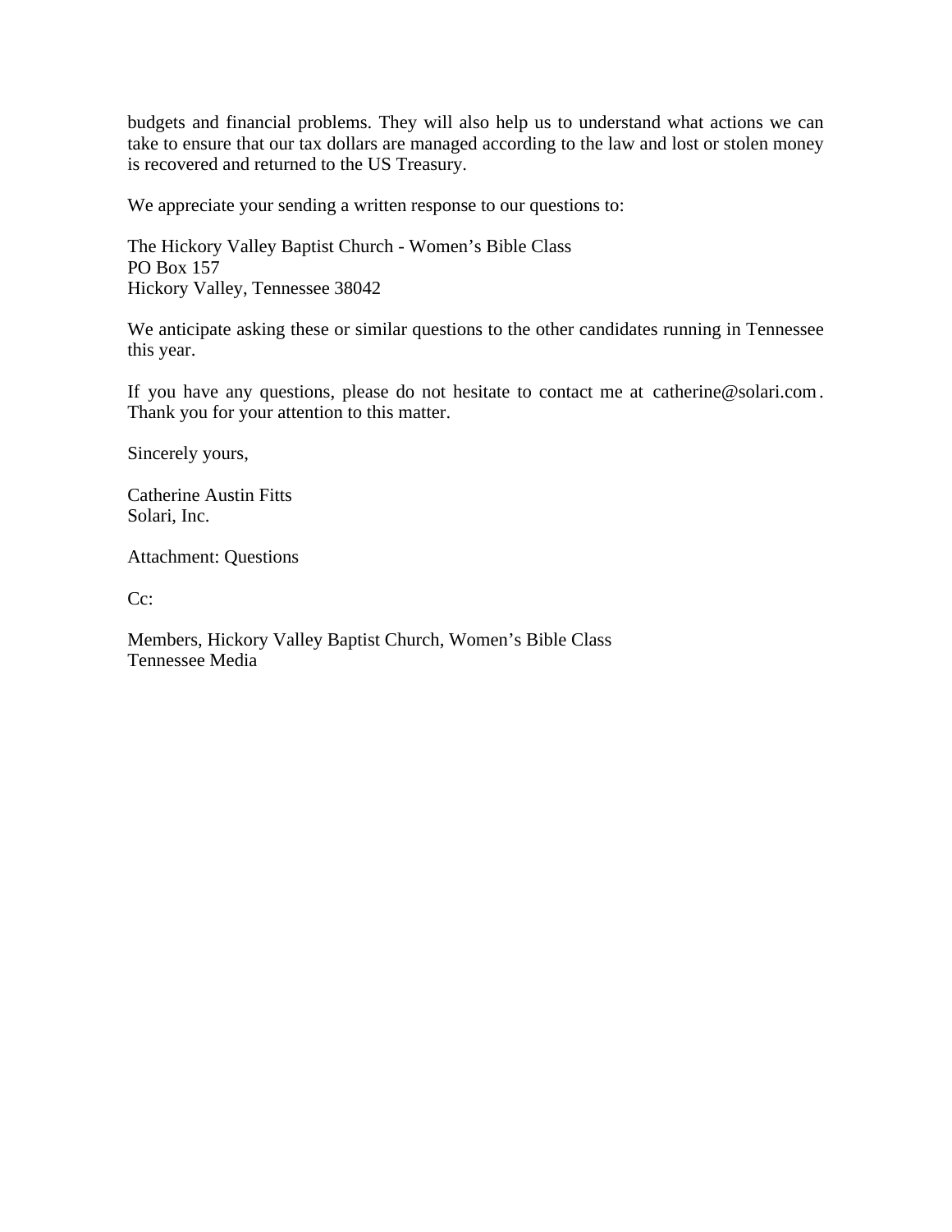budgets and financial problems. They will also help us to understand what actions we can take to ensure that our tax dollars are managed according to the law and lost or stolen money is recovered and returned to the US Treasury.

We appreciate your sending a written response to our questions to:

The Hickory Valley Baptist Church - Women's Bible Class
PO Box 157
Hickory Valley, Tennessee 38042

We anticipate asking these or similar questions to the other candidates running in Tennessee this year.

If you have any questions, please do not hesitate to contact me at catherine@solari.com. Thank you for your attention to this matter.

Sincerely yours,

Catherine Austin Fitts
Solari, Inc.

Attachment: Questions

Cc:

Members, Hickory Valley Baptist Church, Women's Bible Class
Tennessee Media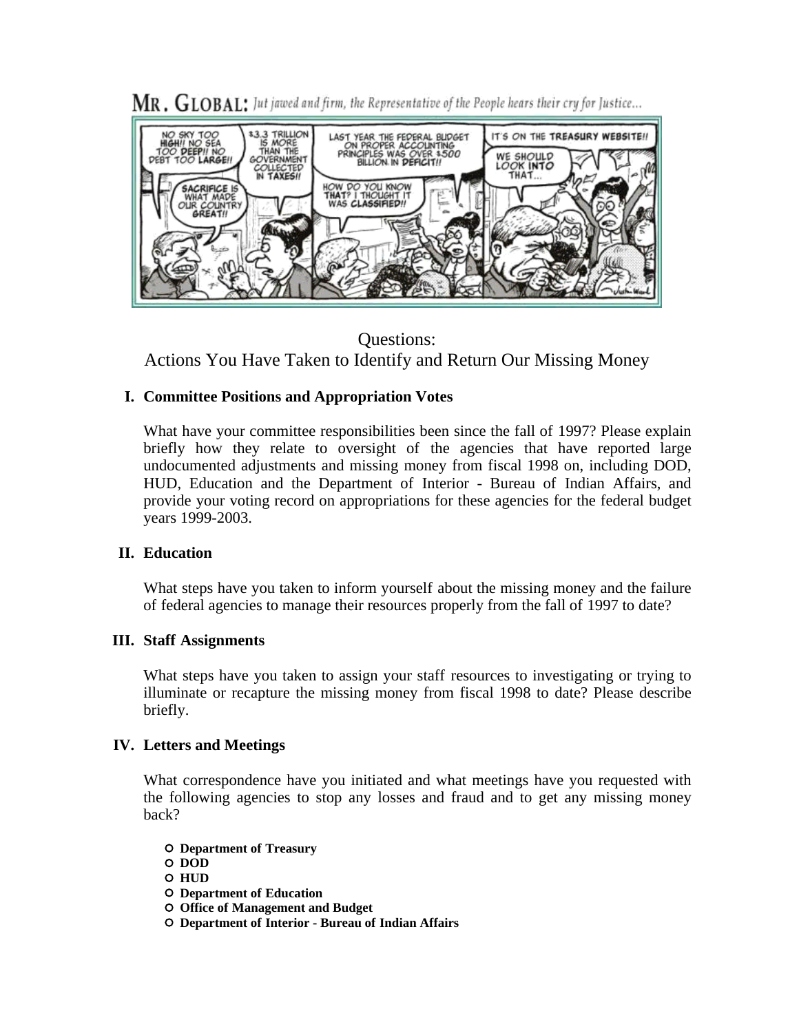**MR. GLOBAL:** *Jut jawed and firm, the Representative of the People hears their cry for Justice...*

## Questions:
## Actions You Have Taken to Identify and Return Our Missing Money

### I. Committee Positions and Appropriation Votes

What have your committee responsibilities been since the fall of 1997? Please explain briefly how they relate to oversight of the agencies that have reported large undocumented adjustments and missing money from fiscal 1998 on, including DOD, HUD, Education and the Department of Interior - Bureau of Indian Affairs, and provide your voting record on appropriations for these agencies for the federal budget years 1999-2003.

### II. Education

What steps have you taken to inform yourself about the missing money and the failure of federal agencies to manage their resources properly from the fall of 1997 to date?

### III. Staff Assignments

What steps have you taken to assign your staff resources to investigating or trying to illuminate or recapture the missing money from fiscal 1998 to date? Please describe briefly.

### IV. Letters and Meetings

What correspondence have you initiated and what meetings have you requested with the following agencies to stop any losses and fraud and to get any missing money back?

- **Department of Treasury**
- **DOD**
- **HUD**
- **Department of Education**
- **Office of Management and Budget**
- **Department of Interior - Bureau of Indian Affairs**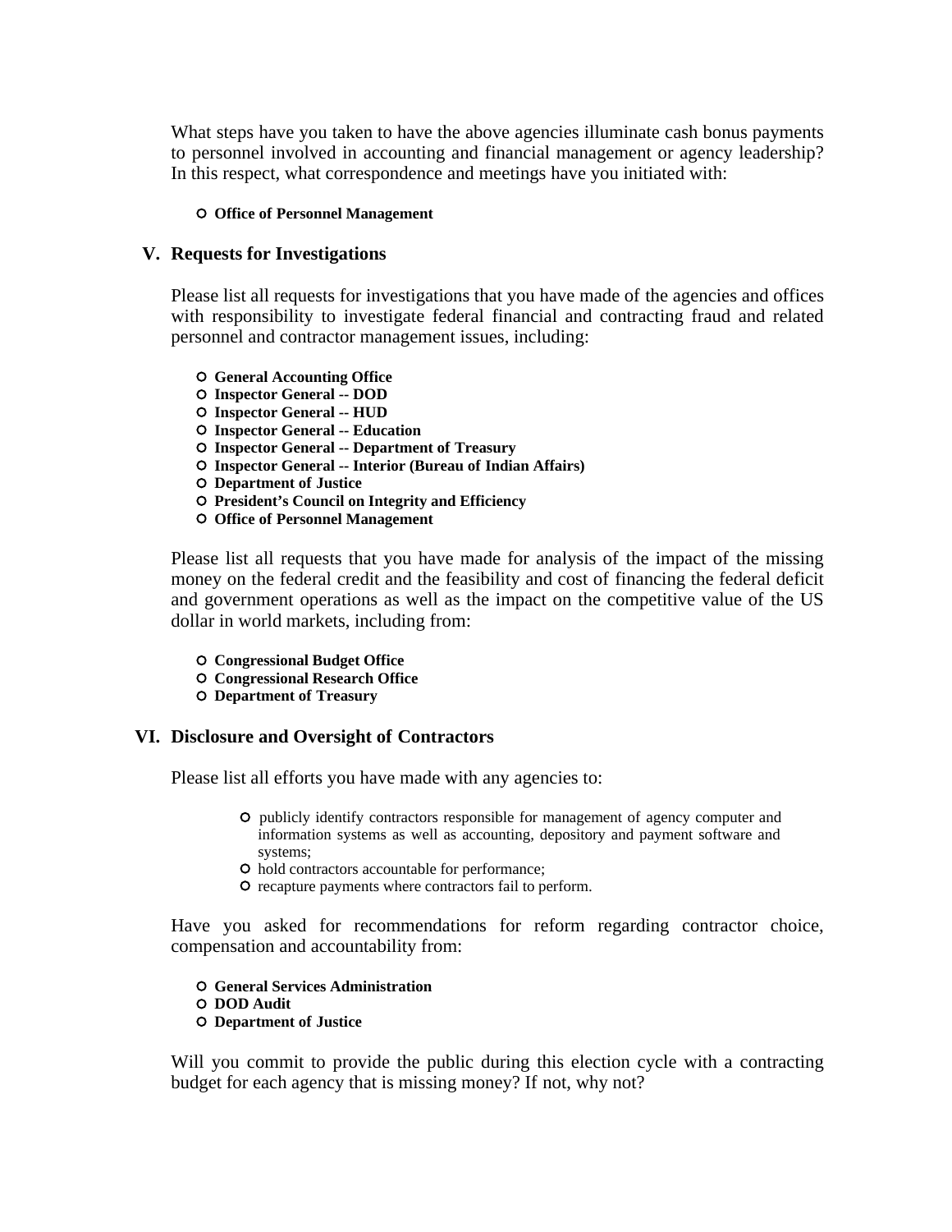What steps have you taken to have the above agencies illuminate cash bonus payments to personnel involved in accounting and financial management or agency leadership? In this respect, what correspondence and meetings have you initiated with:

- **Office of Personnel Management**

## V. Requests for Investigations

Please list all requests for investigations that you have made of the agencies and offices with responsibility to investigate federal financial and contracting fraud and related personnel and contractor management issues, including:

- **General Accounting Office**
- **Inspector General -- DOD**
- **Inspector General -- HUD**
- **Inspector General -- Education**
- **Inspector General -- Department of Treasury**
- **Inspector General -- Interior (Bureau of Indian Affairs)**
- **Department of Justice**
- **President's Council on Integrity and Efficiency**
- **Office of Personnel Management**

Please list all requests that you have made for analysis of the impact of the missing money on the federal credit and the feasibility and cost of financing the federal deficit and government operations as well as the impact on the competitive value of the US dollar in world markets, including from:

- **Congressional Budget Office**
- **Congressional Research Office**
- **Department of Treasury**

## VI. Disclosure and Oversight of Contractors

Please list all efforts you have made with any agencies to:

- publicly identify contractors responsible for management of agency computer and information systems as well as accounting, depository and payment software and systems;
- hold contractors accountable for performance;
- recapture payments where contractors fail to perform.

Have you asked for recommendations for reform regarding contractor choice, compensation and accountability from:

- **General Services Administration**
- **DOD Audit**
- **Department of Justice**

Will you commit to provide the public during this election cycle with a contracting budget for each agency that is missing money? If not, why not?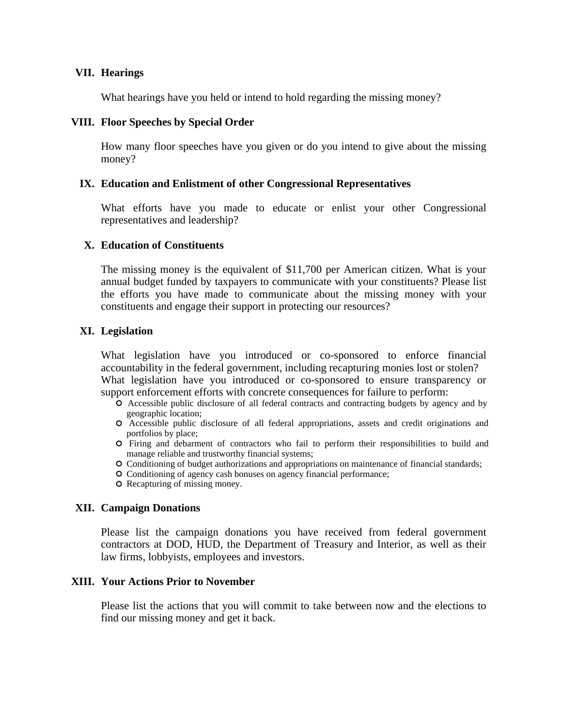## VII. Hearings

What hearings have you held or intend to hold regarding the missing money?

## VIII. Floor Speeches by Special Order

How many floor speeches have you given or do you intend to give about the missing money?

## IX. Education and Enlistment of other Congressional Representatives

What efforts have you made to educate or enlist your other Congressional representatives and leadership?

## X. Education of Constituents

The missing money is the equivalent of $11,700 per American citizen. What is your annual budget funded by taxpayers to communicate with your constituents? Please list the efforts you have made to communicate about the missing money with your constituents and engage their support in protecting our resources?

## XI. Legislation

What legislation have you introduced or co-sponsored to enforce financial accountability in the federal government, including recapturing monies lost or stolen? What legislation have you introduced or co-sponsored to ensure transparency or support enforcement efforts with concrete consequences for failure to perform:

- Accessible public disclosure of all federal contracts and contracting budgets by agency and by geographic location;
- Accessible public disclosure of all federal appropriations, assets and credit originations and portfolios by place;
- Firing and debarment of contractors who fail to perform their responsibilities to build and manage reliable and trustworthy financial systems;
- Conditioning of budget authorizations and appropriations on maintenance of financial standards;
- Conditioning of agency cash bonuses on agency financial performance;
- Recapturing of missing money.

## XII. Campaign Donations

Please list the campaign donations you have received from federal government contractors at DOD, HUD, the Department of Treasury and Interior, as well as their law firms, lobbyists, employees and investors.

## XIII. Your Actions Prior to November

Please list the actions that you will commit to take between now and the elections to find our missing money and get it back.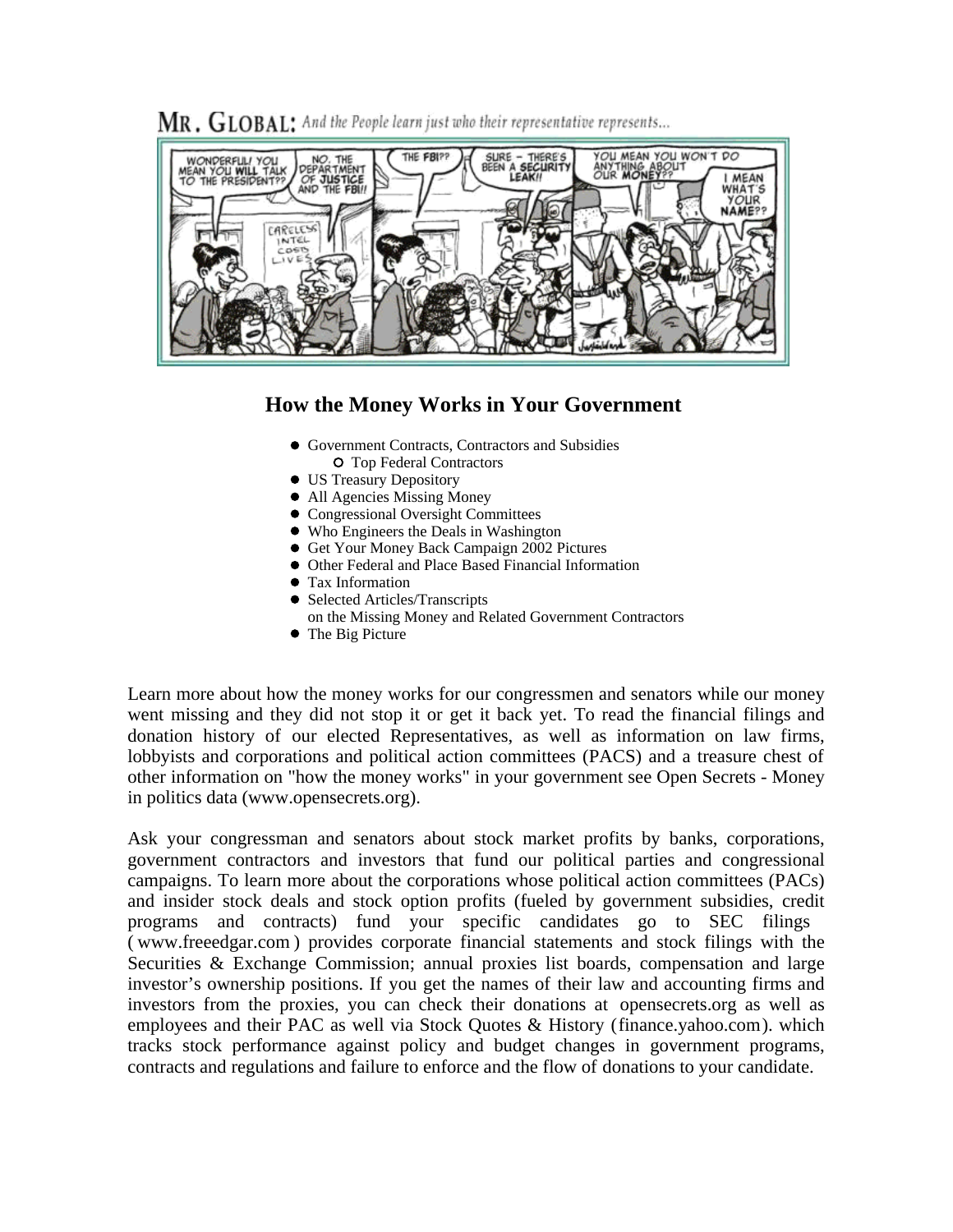MR. GLOBAL: *And the People learn just who their representative represents...*

## How the Money Works in Your Government

- Government Contracts, Contractors and Subsidies
  - Top Federal Contractors
- US Treasury Depository
- All Agencies Missing Money
- Congressional Oversight Committees
- Who Engineers the Deals in Washington
- Get Your Money Back Campaign 2002 Pictures
- Other Federal and Place Based Financial Information
- Tax Information
- Selected Articles/Transcripts on the Missing Money and Related Government Contractors
- The Big Picture

Learn more about how the money works for our congressmen and senators while our money went missing and they did not stop it or get it back yet. To read the financial filings and donation history of our elected Representatives, as well as information on law firms, lobbyists and corporations and political action committees (PACS) and a treasure chest of other information on "how the money works" in your government see Open Secrets - Money in politics data (www.opensecrets.org).

Ask your congressman and senators about stock market profits by banks, corporations, government contractors and investors that fund our political parties and congressional campaigns. To learn more about the corporations whose political action committees (PACs) and insider stock deals and stock option profits (fueled by government subsidies, credit programs and contracts) fund your specific candidates go to SEC filings ( www.freeedgar.com ) provides corporate financial statements and stock filings with the Securities & Exchange Commission; annual proxies list boards, compensation and large investor's ownership positions. If you get the names of their law and accounting firms and investors from the proxies, you can check their donations at opensecrets.org as well as employees and their PAC as well via Stock Quotes & History (finance.yahoo.com). which tracks stock performance against policy and budget changes in government programs, contracts and regulations and failure to enforce and the flow of donations to your candidate.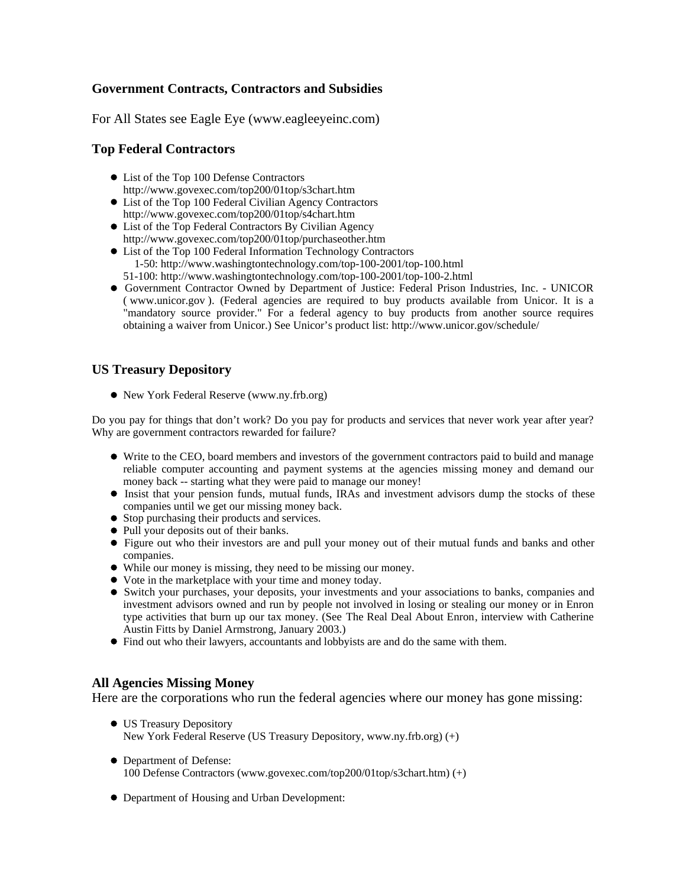### Government Contracts, Contractors and Subsidies

For All States see Eagle Eye (www.eagleeyeinc.com)

### Top Federal Contractors

- List of the Top 100 Defense Contractors
  http://www.govexec.com/top200/01top/s3chart.htm
- List of the Top 100 Federal Civilian Agency Contractors
  http://www.govexec.com/top200/01top/s4chart.htm
- List of the Top Federal Contractors By Civilian Agency
  http://www.govexec.com/top200/01top/purchaseother.htm
- List of the Top 100 Federal Information Technology Contractors
  1-50: http://www.washingtontechnology.com/top-100-2001/top-100.html
  51-100: http://www.washingtontechnology.com/top-100-2001/top-100-2.html
- Government Contractor Owned by Department of Justice: Federal Prison Industries, Inc. - UNICOR ( www.unicor.gov ). (Federal agencies are required to buy products available from Unicor. It is a "mandatory source provider." For a federal agency to buy products from another source requires obtaining a waiver from Unicor.) See Unicor's product list: http://www.unicor.gov/schedule/

### US Treasury Depository

- New York Federal Reserve (www.ny.frb.org)

Do you pay for things that don't work? Do you pay for products and services that never work year after year? Why are government contractors rewarded for failure?

- Write to the CEO, board members and investors of the government contractors paid to build and manage reliable computer accounting and payment systems at the agencies missing money and demand our money back -- starting what they were paid to manage our money!
- Insist that your pension funds, mutual funds, IRAs and investment advisors dump the stocks of these companies until we get our missing money back.
- Stop purchasing their products and services.
- Pull your deposits out of their banks.
- Figure out who their investors are and pull your money out of their mutual funds and banks and other companies.
- While our money is missing, they need to be missing our money.
- Vote in the marketplace with your time and money today.
- Switch your purchases, your deposits, your investments and your associations to banks, companies and investment advisors owned and run by people not involved in losing or stealing our money or in Enron type activities that burn up our tax money. (See The Real Deal About Enron, interview with Catherine Austin Fitts by Daniel Armstrong, January 2003.)
- Find out who their lawyers, accountants and lobbyists are and do the same with them.

### All Agencies Missing Money

Here are the corporations who run the federal agencies where our money has gone missing:

- US Treasury Depository
  New York Federal Reserve (US Treasury Depository, www.ny.frb.org) (+)

- Department of Defense:
  100 Defense Contractors (www.govexec.com/top200/01top/s3chart.htm) (+)

- Department of Housing and Urban Development: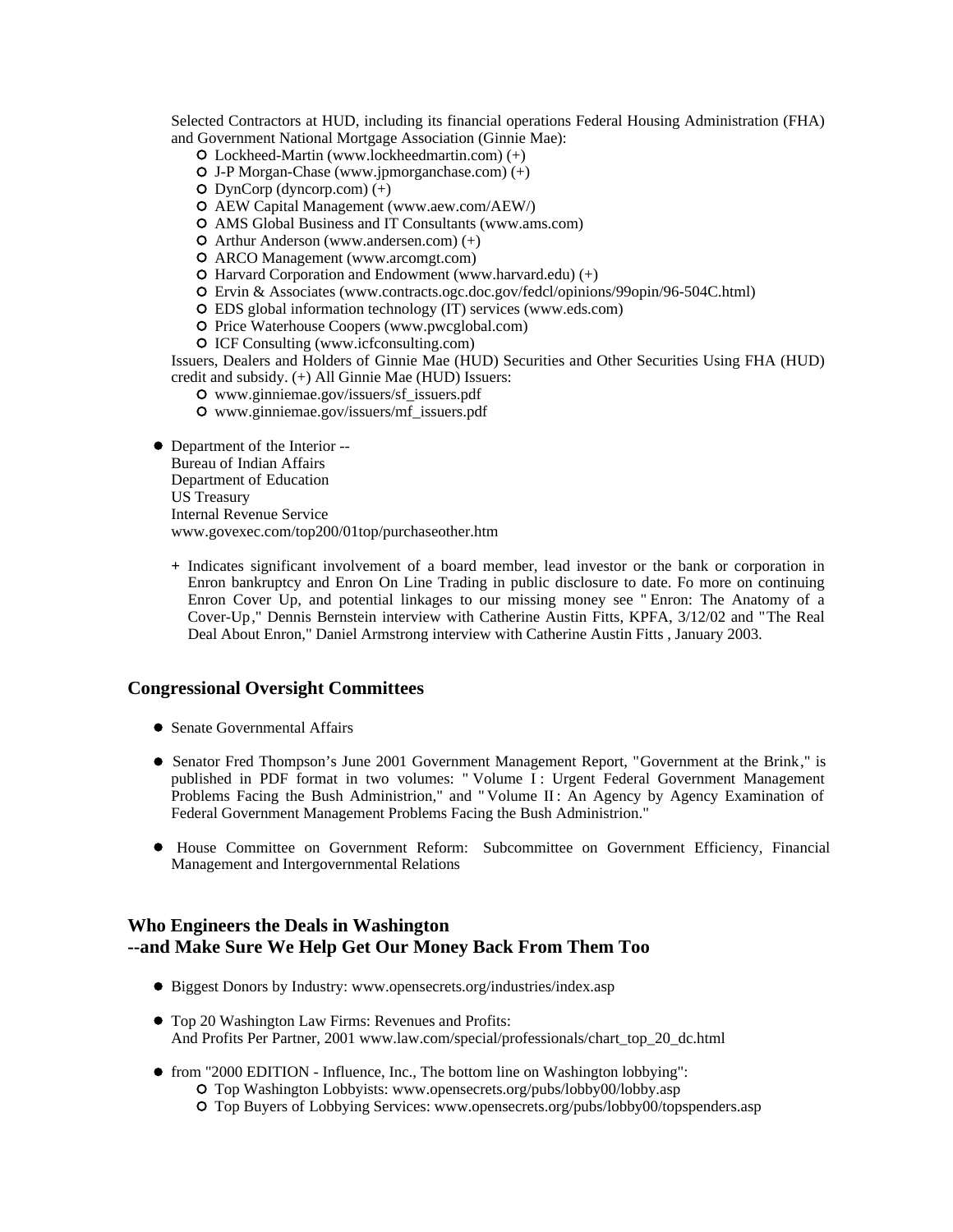Selected Contractors at HUD, including its financial operations Federal Housing Administration (FHA) and Government National Mortgage Association (Ginnie Mae):

- Lockheed-Martin (www.lockheedmartin.com) (+)
- J-P Morgan-Chase (www.jpmorganchase.com) (+)
- DynCorp (dyncorp.com) (+)
- AEW Capital Management (www.aew.com/AEW/)
- AMS Global Business and IT Consultants (www.ams.com)
- Arthur Anderson (www.andersen.com) (+)
- ARCO Management (www.arcomgt.com)
- Harvard Corporation and Endowment (www.harvard.edu) (+)
- Ervin & Associates (www.contracts.ogc.doc.gov/fedcl/opinions/99opin/96-504C.html)
- EDS global information technology (IT) services (www.eds.com)
- Price Waterhouse Coopers (www.pwcglobal.com)
- ICF Consulting (www.icfconsulting.com)

Issuers, Dealers and Holders of Ginnie Mae (HUD) Securities and Other Securities Using FHA (HUD) credit and subsidy. (+) All Ginnie Mae (HUD) Issuers:

- www.ginniemae.gov/issuers/sf_issuers.pdf
- www.ginniemae.gov/issuers/mf_issuers.pdf

- Department of the Interior --
  Bureau of Indian Affairs
  Department of Education
  US Treasury
  Internal Revenue Service
  www.govexec.com/top200/01top/purchaseother.htm

  + Indicates significant involvement of a board member, lead investor or the bank or corporation in Enron bankruptcy and Enron On Line Trading in public disclosure to date. Fo more on continuing Enron Cover Up, and potential linkages to our missing money see "Enron: The Anatomy of a Cover-Up," Dennis Bernstein interview with Catherine Austin Fitts, KPFA, 3/12/02 and "The Real Deal About Enron," Daniel Armstrong interview with Catherine Austin Fitts , January 2003.

## Congressional Oversight Committees

- Senate Governmental Affairs
- Senator Fred Thompson's June 2001 Government Management Report, "Government at the Brink," is published in PDF format in two volumes: "Volume I: Urgent Federal Government Management Problems Facing the Bush Administrion," and "Volume II: An Agency by Agency Examination of Federal Government Management Problems Facing the Bush Administrion."
- House Committee on Government Reform: Subcommittee on Government Efficiency, Financial Management and Intergovernmental Relations

## Who Engineers the Deals in Washington --and Make Sure We Help Get Our Money Back From Them Too

- Biggest Donors by Industry: www.opensecrets.org/industries/index.asp
- Top 20 Washington Law Firms: Revenues and Profits:
  And Profits Per Partner, 2001 www.law.com/special/professionals/chart_top_20_dc.html
- from "2000 EDITION - Influence, Inc., The bottom line on Washington lobbying":
  - Top Washington Lobbyists: www.opensecrets.org/pubs/lobby00/lobby.asp
  - Top Buyers of Lobbying Services: www.opensecrets.org/pubs/lobby00/topspenders.asp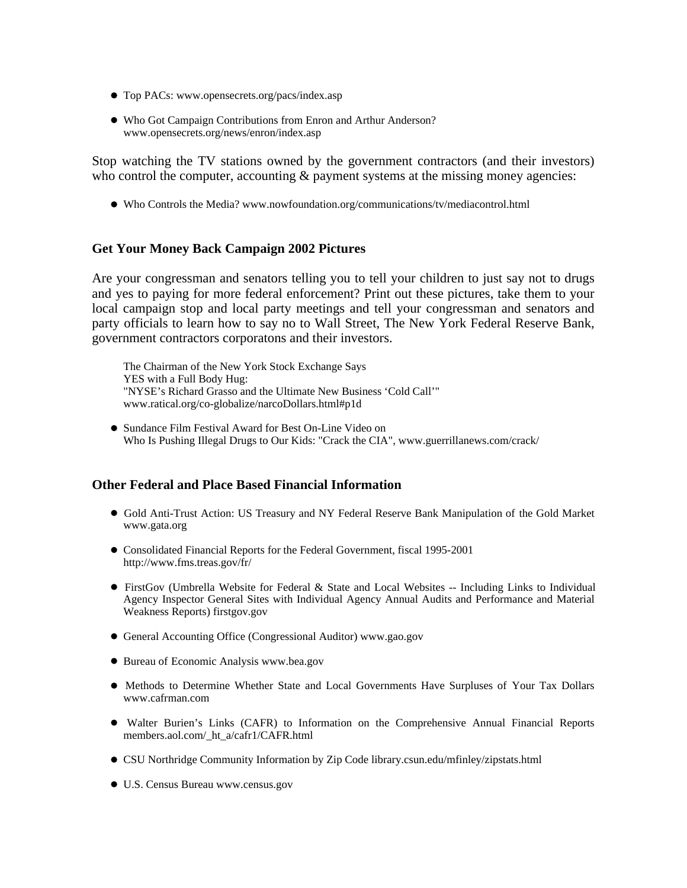- Top PACs: www.opensecrets.org/pacs/index.asp
- Who Got Campaign Contributions from Enron and Arthur Anderson? www.opensecrets.org/news/enron/index.asp

Stop watching the TV stations owned by the government contractors (and their investors) who control the computer, accounting & payment systems at the missing money agencies:

- Who Controls the Media? www.nowfoundation.org/communications/tv/mediacontrol.html

### Get Your Money Back Campaign 2002 Pictures

Are your congressman and senators telling you to tell your children to just say not to drugs and yes to paying for more federal enforcement? Print out these pictures, take them to your local campaign stop and local party meetings and tell your congressman and senators and party officials to learn how to say no to Wall Street, The New York Federal Reserve Bank, government contractors corporatons and their investors.

The Chairman of the New York Stock Exchange Says
YES with a Full Body Hug:
"NYSE's Richard Grasso and the Ultimate New Business 'Cold Call'"
www.ratical.org/co-globalize/narcoDollars.html#p1d

- Sundance Film Festival Award for Best On-Line Video on Who Is Pushing Illegal Drugs to Our Kids: "Crack the CIA", www.guerrillanews.com/crack/

### Other Federal and Place Based Financial Information

- Gold Anti-Trust Action: US Treasury and NY Federal Reserve Bank Manipulation of the Gold Market www.gata.org
- Consolidated Financial Reports for the Federal Government, fiscal 1995-2001 http://www.fms.treas.gov/fr/
- FirstGov (Umbrella Website for Federal & State and Local Websites -- Including Links to Individual Agency Inspector General Sites with Individual Agency Annual Audits and Performance and Material Weakness Reports) firstgov.gov
- General Accounting Office (Congressional Auditor) www.gao.gov
- Bureau of Economic Analysis www.bea.gov
- Methods to Determine Whether State and Local Governments Have Surpluses of Your Tax Dollars www.cafrman.com
- Walter Burien's Links (CAFR) to Information on the Comprehensive Annual Financial Reports members.aol.com/_ht_a/cafr1/CAFR.html
- CSU Northridge Community Information by Zip Code library.csun.edu/mfinley/zipstats.html
- U.S. Census Bureau www.census.gov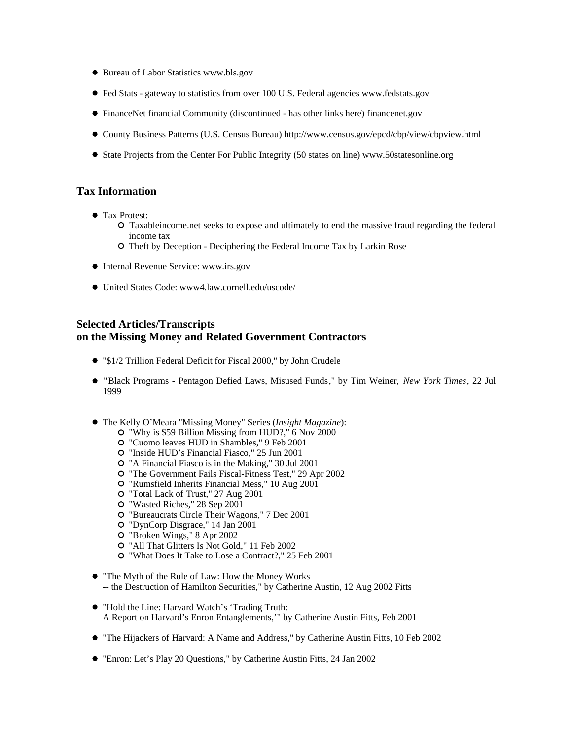- Bureau of Labor Statistics www.bls.gov
- Fed Stats - gateway to statistics from over 100 U.S. Federal agencies www.fedstats.gov
- FinanceNet financial Community (discontinued - has other links here) financenet.gov
- County Business Patterns (U.S. Census Bureau) http://www.census.gov/epcd/cbp/view/cbpview.html
- State Projects from the Center For Public Integrity (50 states on line) www.50statesonline.org

## Tax Information

- Tax Protest:
  - Taxableincome.net seeks to expose and ultimately to end the massive fraud regarding the federal income tax
  - Theft by Deception - Deciphering the Federal Income Tax by Larkin Rose
- Internal Revenue Service: www.irs.gov
- United States Code: www4.law.cornell.edu/uscode/

## Selected Articles/Transcripts on the Missing Money and Related Government Contractors

- "$1/2 Trillion Federal Deficit for Fiscal 2000," by John Crudele
- "Black Programs - Pentagon Defied Laws, Misused Funds," by Tim Weiner, *New York Times*, 22 Jul 1999
- The Kelly O'Meara "Missing Money" Series (*Insight Magazine*):
  - "Why is $59 Billion Missing from HUD?," 6 Nov 2000
  - "Cuomo leaves HUD in Shambles," 9 Feb 2001
  - "Inside HUD's Financial Fiasco," 25 Jun 2001
  - "A Financial Fiasco is in the Making," 30 Jul 2001
  - "The Government Fails Fiscal-Fitness Test," 29 Apr 2002
  - "Rumsfield Inherits Financial Mess," 10 Aug 2001
  - "Total Lack of Trust," 27 Aug 2001
  - "Wasted Riches," 28 Sep 2001
  - "Bureaucrats Circle Their Wagons," 7 Dec 2001
  - "DynCorp Disgrace," 14 Jan 2001
  - "Broken Wings," 8 Apr 2002
  - "All That Glitters Is Not Gold," 11 Feb 2002
  - "What Does It Take to Lose a Contract?," 25 Feb 2001
- "The Myth of the Rule of Law: How the Money Works -- the Destruction of Hamilton Securities," by Catherine Austin, 12 Aug 2002 Fitts
- "Hold the Line: Harvard Watch's 'Trading Truth: A Report on Harvard's Enron Entanglements,'" by Catherine Austin Fitts, Feb 2001
- "The Hijackers of Harvard: A Name and Address," by Catherine Austin Fitts, 10 Feb 2002
- "Enron: Let's Play 20 Questions," by Catherine Austin Fitts, 24 Jan 2002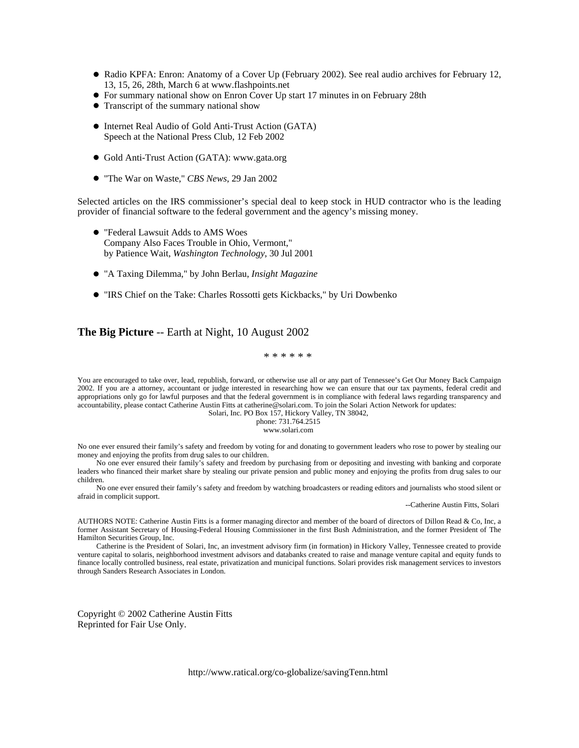- Radio KPFA: Enron: Anatomy of a Cover Up (February 2002). See real audio archives for February 12, 13, 15, 26, 28th, March 6 at www.flashpoints.net
- For summary national show on Enron Cover Up start 17 minutes in on February 28th
- Transcript of the summary national show

- Internet Real Audio of Gold Anti-Trust Action (GATA)
  Speech at the National Press Club, 12 Feb 2002

- Gold Anti-Trust Action (GATA): www.gata.org

- "The War on Waste," *CBS News*, 29 Jan 2002

Selected articles on the IRS commissioner's special deal to keep stock in HUD contractor who is the leading provider of financial software to the federal government and the agency's missing money.

- "Federal Lawsuit Adds to AMS Woes
  Company Also Faces Trouble in Ohio, Vermont,"
  by Patience Wait, *Washington Technology*, 30 Jul 2001

- "A Taxing Dilemma," by John Berlau, *Insight Magazine*

- "IRS Chief on the Take: Charles Rossotti gets Kickbacks," by Uri Dowbenko

**The Big Picture** -- Earth at Night, 10 August 2002

\* \* \* \* \* \*

You are encouraged to take over, lead, republish, forward, or otherwise use all or any part of Tennessee's Get Our Money Back Campaign 2002. If you are a attorney, accountant or judge interested in researching how we can ensure that our tax payments, federal credit and appropriations only go for lawful purposes and that the federal government is in compliance with federal laws regarding transparency and accountability, please contact Catherine Austin Fitts at catherine@solari.com. To join the Solari Action Network for updates:

Solari, Inc. PO Box 157, Hickory Valley, TN 38042,
phone: 731.764.2515
www.solari.com

No one ever ensured their family's safety and freedom by voting for and donating to government leaders who rose to power by stealing our money and enjoying the profits from drug sales to our children.

No one ever ensured their family's safety and freedom by purchasing from or depositing and investing with banking and corporate leaders who financed their market share by stealing our private pension and public money and enjoying the profits from drug sales to our children.

No one ever ensured their family's safety and freedom by watching broadcasters or reading editors and journalists who stood silent or afraid in complicit support.

--Catherine Austin Fitts, Solari

AUTHORS NOTE: Catherine Austin Fitts is a former managing director and member of the board of directors of Dillon Read & Co, Inc, a former Assistant Secretary of Housing-Federal Housing Commissioner in the first Bush Administration, and the former President of The Hamilton Securities Group, Inc.

Catherine is the President of Solari, Inc, an investment advisory firm (in formation) in Hickory Valley, Tennessee created to provide venture capital to solaris, neighborhood investment advisors and databanks created to raise and manage venture capital and equity funds to finance locally controlled business, real estate, privatization and municipal functions. Solari provides risk management services to investors through Sanders Research Associates in London.

Copyright © 2002 Catherine Austin Fitts
Reprinted for Fair Use Only.

http://www.ratical.org/co-globalize/savingTenn.html